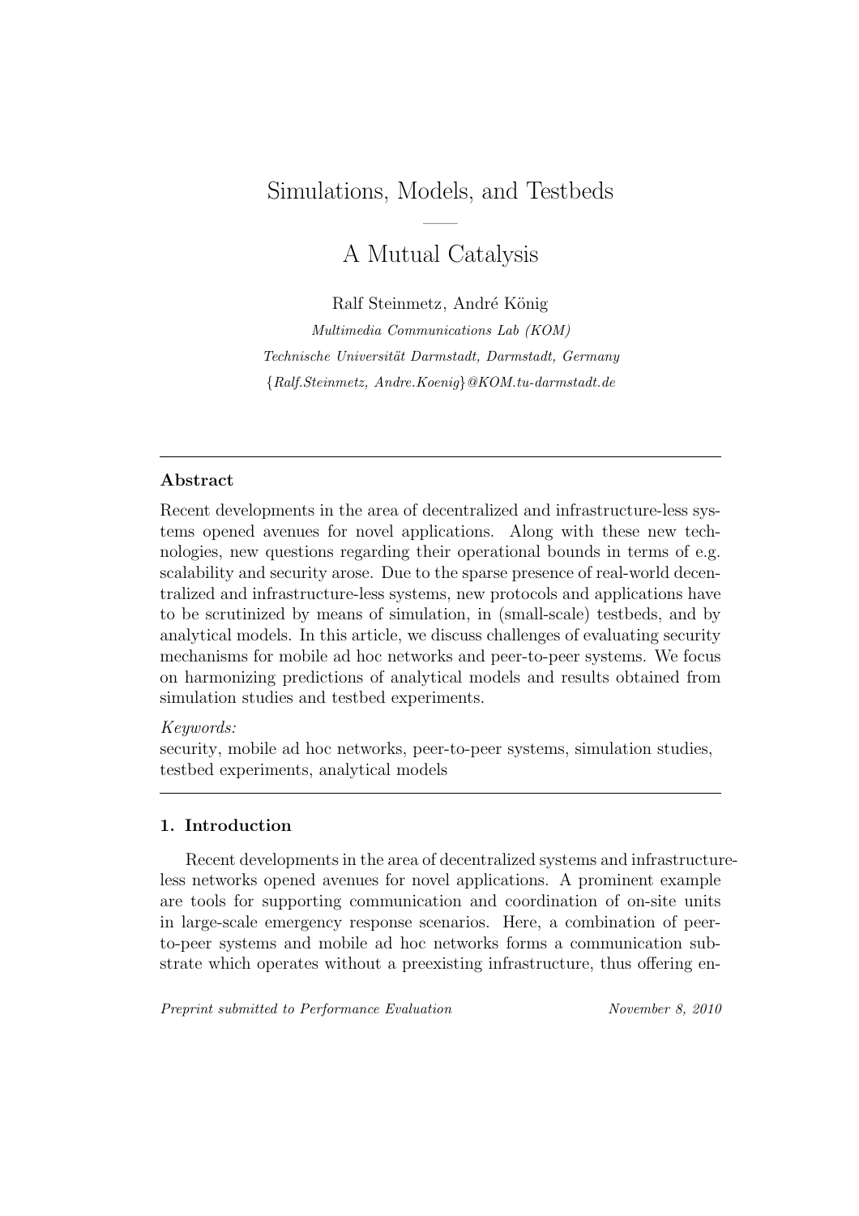# Simulations, Models, and Testbeds

—

# A Mutual Catalysis

Ralf Steinmetz, André König

*Multimedia Communications Lab (KOM)*

*Technische Universität Darmstadt, Darmstadt, Germany*

*{Ralf.Steinmetz, Andre.Koenig}@KOM.tu-darmstadt.de*

---

## Abstract

Recent developments in the area of decentralized and infrastructure-less systems opened avenues for novel applications. Along with these new technologies, new questions regarding their operational bounds in terms of e.g. scalability and security arose. Due to the sparse presence of real-world decentralized and infrastructure-less systems, new protocols and applications have to be scrutinized by means of simulation, in (small-scale) testbeds, and by analytical models. In this article, we discuss challenges of evaluating security mechanisms for mobile ad hoc networks and peer-to-peer systems. We focus on harmonizing predictions of analytical models and results obtained from simulation studies and testbed experiments.

*Keywords:*
security, mobile ad hoc networks, peer-to-peer systems, simulation studies, testbed experiments, analytical models

---

## 1. Introduction

Recent developments in the area of decentralized systems and infrastructure-less networks opened avenues for novel applications. A prominent example are tools for supporting communication and coordination of on-site units in large-scale emergency response scenarios. Here, a combination of peer-to-peer systems and mobile ad hoc networks forms a communication substrate which operates without a preexisting infrastructure, thus offering en-

*Preprint submitted to Performance Evaluation* *November 8, 2010*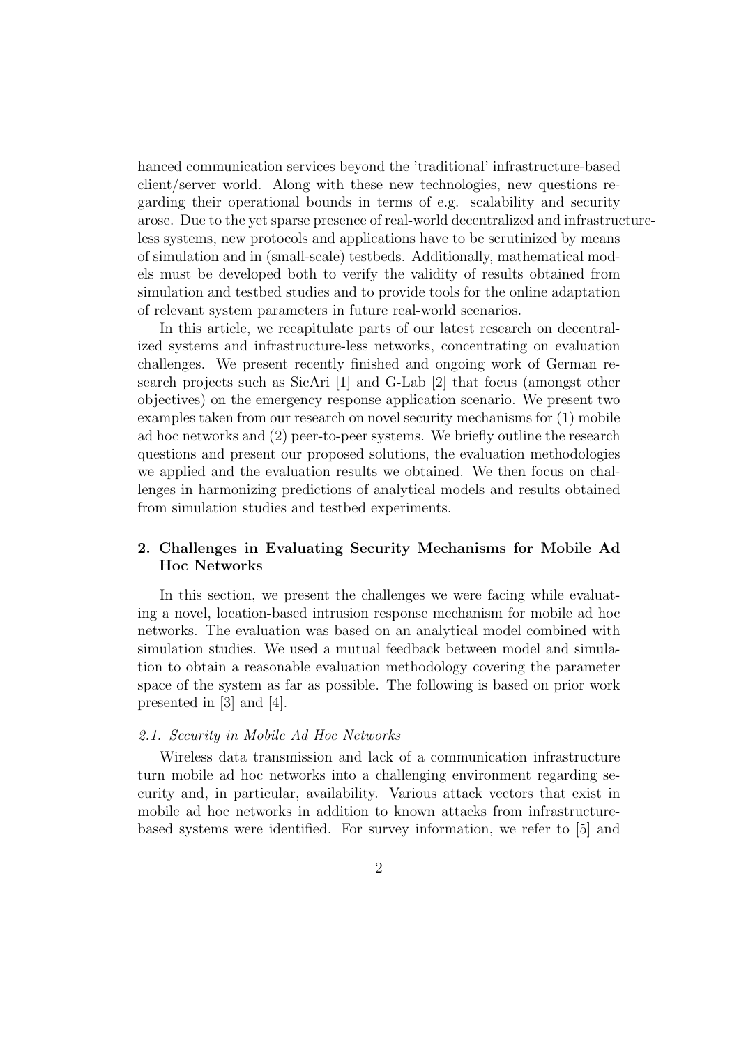hanced communication services beyond the 'traditional' infrastructure-based client/server world. Along with these new technologies, new questions regarding their operational bounds in terms of e.g. scalability and security arose. Due to the yet sparse presence of real-world decentralized and infrastructure-less systems, new protocols and applications have to be scrutinized by means of simulation and in (small-scale) testbeds. Additionally, mathematical models must be developed both to verify the validity of results obtained from simulation and testbed studies and to provide tools for the online adaptation of relevant system parameters in future real-world scenarios.

In this article, we recapitulate parts of our latest research on decentralized systems and infrastructure-less networks, concentrating on evaluation challenges. We present recently finished and ongoing work of German research projects such as SicAri [1] and G-Lab [2] that focus (amongst other objectives) on the emergency response application scenario. We present two examples taken from our research on novel security mechanisms for (1) mobile ad hoc networks and (2) peer-to-peer systems. We briefly outline the research questions and present our proposed solutions, the evaluation methodologies we applied and the evaluation results we obtained. We then focus on challenges in harmonizing predictions of analytical models and results obtained from simulation studies and testbed experiments.

## 2. Challenges in Evaluating Security Mechanisms for Mobile Ad Hoc Networks

In this section, we present the challenges we were facing while evaluating a novel, location-based intrusion response mechanism for mobile ad hoc networks. The evaluation was based on an analytical model combined with simulation studies. We used a mutual feedback between model and simulation to obtain a reasonable evaluation methodology covering the parameter space of the system as far as possible. The following is based on prior work presented in [3] and [4].

### *2.1. Security in Mobile Ad Hoc Networks*

Wireless data transmission and lack of a communication infrastructure turn mobile ad hoc networks into a challenging environment regarding security and, in particular, availability. Various attack vectors that exist in mobile ad hoc networks in addition to known attacks from infrastructure-based systems were identified. For survey information, we refer to [5] and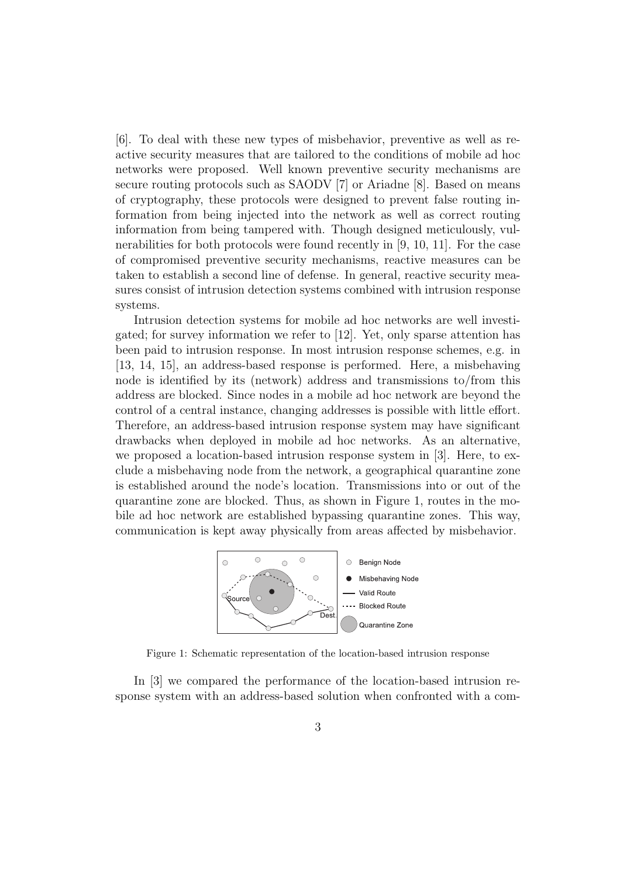[6]. To deal with these new types of misbehavior, preventive as well as reactive security measures that are tailored to the conditions of mobile ad hoc networks were proposed. Well known preventive security mechanisms are secure routing protocols such as SAODV [7] or Ariadne [8]. Based on means of cryptography, these protocols were designed to prevent false routing information from being injected into the network as well as correct routing information from being tampered with. Though designed meticulously, vulnerabilities for both protocols were found recently in [9, 10, 11]. For the case of compromised preventive security mechanisms, reactive measures can be taken to establish a second line of defense. In general, reactive security measures consist of intrusion detection systems combined with intrusion response systems.

Intrusion detection systems for mobile ad hoc networks are well investigated; for survey information we refer to [12]. Yet, only sparse attention has been paid to intrusion response. In most intrusion response schemes, e.g. in [13, 14, 15], an address-based response is performed. Here, a misbehaving node is identified by its (network) address and transmissions to/from this address are blocked. Since nodes in a mobile ad hoc network are beyond the control of a central instance, changing addresses is possible with little effort. Therefore, an address-based intrusion response system may have significant drawbacks when deployed in mobile ad hoc networks. As an alternative, we proposed a location-based intrusion response system in [3]. Here, to exclude a misbehaving node from the network, a geographical quarantine zone is established around the node's location. Transmissions into or out of the quarantine zone are blocked. Thus, as shown in Figure 1, routes in the mobile ad hoc network are established bypassing quarantine zones. This way, communication is kept away physically from areas affected by misbehavior.

Figure 1: Schematic representation of the location-based intrusion response

In [3] we compared the performance of the location-based intrusion response system with an address-based solution when confronted with a com-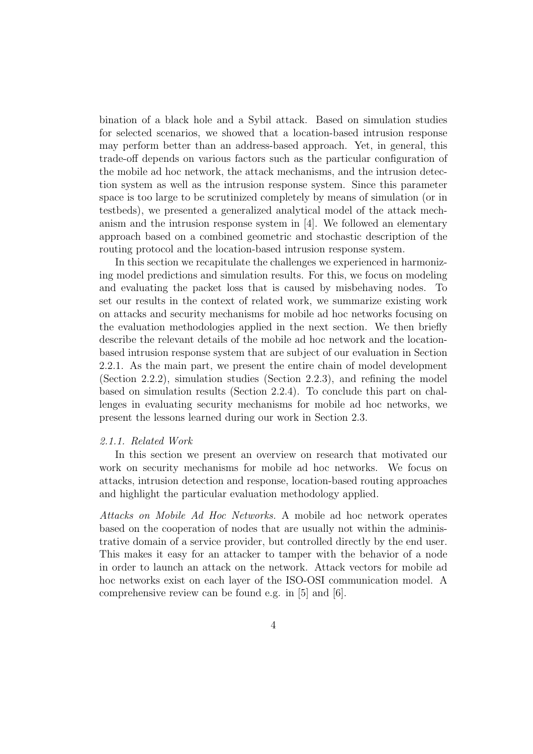bination of a black hole and a Sybil attack. Based on simulation studies for selected scenarios, we showed that a location-based intrusion response may perform better than an address-based approach. Yet, in general, this trade-off depends on various factors such as the particular configuration of the mobile ad hoc network, the attack mechanisms, and the intrusion detection system as well as the intrusion response system. Since this parameter space is too large to be scrutinized completely by means of simulation (or in testbeds), we presented a generalized analytical model of the attack mechanism and the intrusion response system in [4]. We followed an elementary approach based on a combined geometric and stochastic description of the routing protocol and the location-based intrusion response system.

In this section we recapitulate the challenges we experienced in harmonizing model predictions and simulation results. For this, we focus on modeling and evaluating the packet loss that is caused by misbehaving nodes. To set our results in the context of related work, we summarize existing work on attacks and security mechanisms for mobile ad hoc networks focusing on the evaluation methodologies applied in the next section. We then briefly describe the relevant details of the mobile ad hoc network and the location-based intrusion response system that are subject of our evaluation in Section 2.2.1. As the main part, we present the entire chain of model development (Section 2.2.2), simulation studies (Section 2.2.3), and refining the model based on simulation results (Section 2.2.4). To conclude this part on challenges in evaluating security mechanisms for mobile ad hoc networks, we present the lessons learned during our work in Section 2.3.

### *2.1.1. Related Work*

In this section we present an overview on research that motivated our work on security mechanisms for mobile ad hoc networks. We focus on attacks, intrusion detection and response, location-based routing approaches and highlight the particular evaluation methodology applied.

*Attacks on Mobile Ad Hoc Networks.* A mobile ad hoc network operates based on the cooperation of nodes that are usually not within the administrative domain of a service provider, but controlled directly by the end user. This makes it easy for an attacker to tamper with the behavior of a node in order to launch an attack on the network. Attack vectors for mobile ad hoc networks exist on each layer of the ISO-OSI communication model. A comprehensive review can be found e.g. in [5] and [6].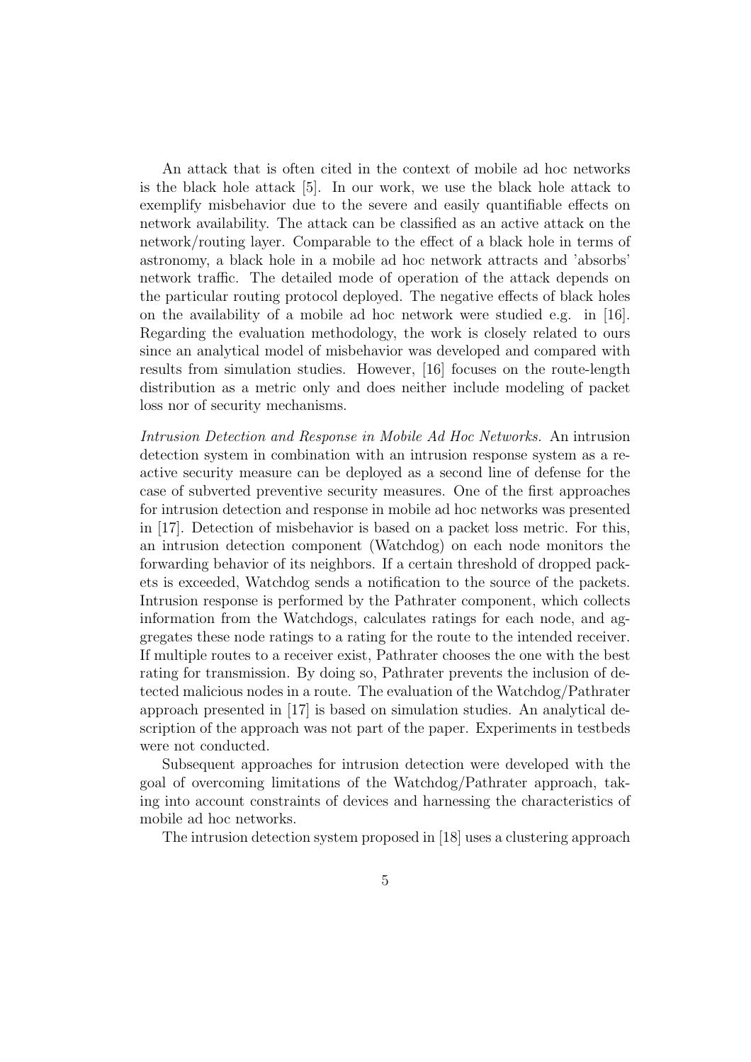An attack that is often cited in the context of mobile ad hoc networks is the black hole attack [5]. In our work, we use the black hole attack to exemplify misbehavior due to the severe and easily quantifiable effects on network availability. The attack can be classified as an active attack on the network/routing layer. Comparable to the effect of a black hole in terms of astronomy, a black hole in a mobile ad hoc network attracts and 'absorbs' network traffic. The detailed mode of operation of the attack depends on the particular routing protocol deployed. The negative effects of black holes on the availability of a mobile ad hoc network were studied e.g. in [16]. Regarding the evaluation methodology, the work is closely related to ours since an analytical model of misbehavior was developed and compared with results from simulation studies. However, [16] focuses on the route-length distribution as a metric only and does neither include modeling of packet loss nor of security mechanisms.

*Intrusion Detection and Response in Mobile Ad Hoc Networks.* An intrusion detection system in combination with an intrusion response system as a reactive security measure can be deployed as a second line of defense for the case of subverted preventive security measures. One of the first approaches for intrusion detection and response in mobile ad hoc networks was presented in [17]. Detection of misbehavior is based on a packet loss metric. For this, an intrusion detection component (Watchdog) on each node monitors the forwarding behavior of its neighbors. If a certain threshold of dropped packets is exceeded, Watchdog sends a notification to the source of the packets. Intrusion response is performed by the Pathrater component, which collects information from the Watchdogs, calculates ratings for each node, and aggregates these node ratings to a rating for the route to the intended receiver. If multiple routes to a receiver exist, Pathrater chooses the one with the best rating for transmission. By doing so, Pathrater prevents the inclusion of detected malicious nodes in a route. The evaluation of the Watchdog/Pathrater approach presented in [17] is based on simulation studies. An analytical description of the approach was not part of the paper. Experiments in testbeds were not conducted.

Subsequent approaches for intrusion detection were developed with the goal of overcoming limitations of the Watchdog/Pathrater approach, taking into account constraints of devices and harnessing the characteristics of mobile ad hoc networks.

The intrusion detection system proposed in [18] uses a clustering approach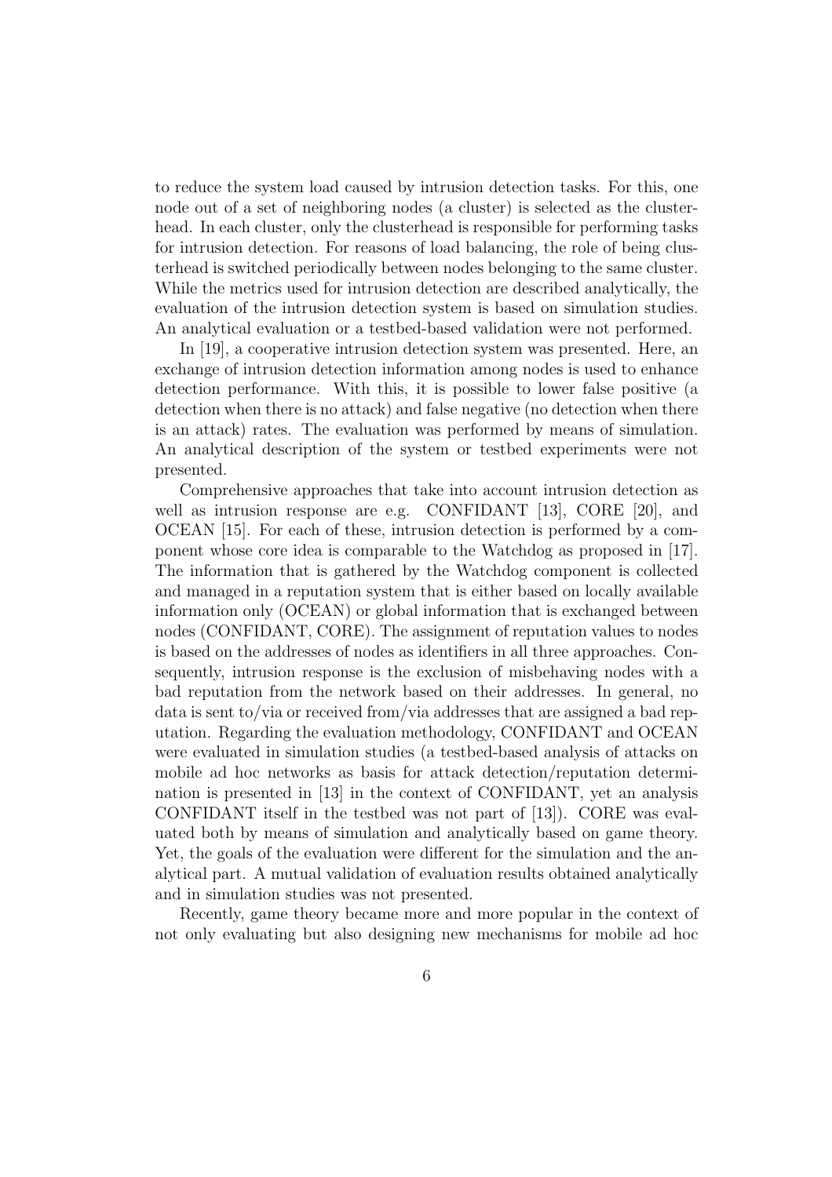to reduce the system load caused by intrusion detection tasks. For this, one node out of a set of neighboring nodes (a cluster) is selected as the clusterhead. In each cluster, only the clusterhead is responsible for performing tasks for intrusion detection. For reasons of load balancing, the role of being clusterhead is switched periodically between nodes belonging to the same cluster. While the metrics used for intrusion detection are described analytically, the evaluation of the intrusion detection system is based on simulation studies. An analytical evaluation or a testbed-based validation were not performed.

In [19], a cooperative intrusion detection system was presented. Here, an exchange of intrusion detection information among nodes is used to enhance detection performance. With this, it is possible to lower false positive (a detection when there is no attack) and false negative (no detection when there is an attack) rates. The evaluation was performed by means of simulation. An analytical description of the system or testbed experiments were not presented.

Comprehensive approaches that take into account intrusion detection as well as intrusion response are e.g. CONFIDANT [13], CORE [20], and OCEAN [15]. For each of these, intrusion detection is performed by a component whose core idea is comparable to the Watchdog as proposed in [17]. The information that is gathered by the Watchdog component is collected and managed in a reputation system that is either based on locally available information only (OCEAN) or global information that is exchanged between nodes (CONFIDANT, CORE). The assignment of reputation values to nodes is based on the addresses of nodes as identifiers in all three approaches. Consequently, intrusion response is the exclusion of misbehaving nodes with a bad reputation from the network based on their addresses. In general, no data is sent to/via or received from/via addresses that are assigned a bad reputation. Regarding the evaluation methodology, CONFIDANT and OCEAN were evaluated in simulation studies (a testbed-based analysis of attacks on mobile ad hoc networks as basis for attack detection/reputation determination is presented in [13] in the context of CONFIDANT, yet an analysis CONFIDANT itself in the testbed was not part of [13]). CORE was evaluated both by means of simulation and analytically based on game theory. Yet, the goals of the evaluation were different for the simulation and the analytical part. A mutual validation of evaluation results obtained analytically and in simulation studies was not presented.

Recently, game theory became more and more popular in the context of not only evaluating but also designing new mechanisms for mobile ad hoc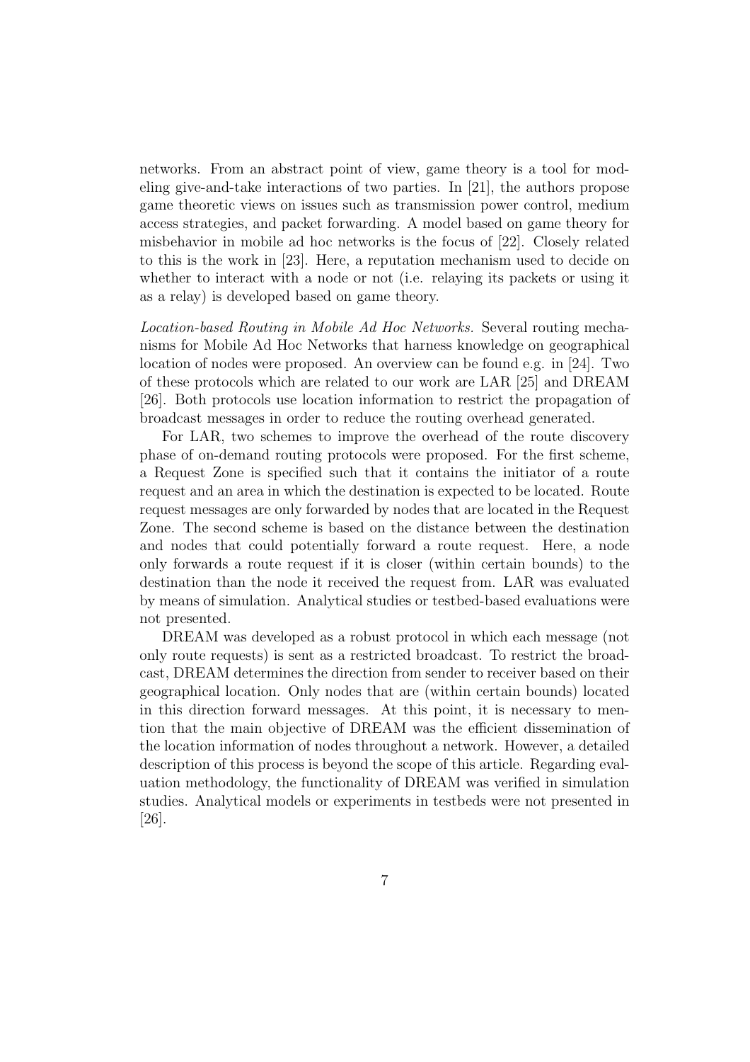networks. From an abstract point of view, game theory is a tool for modeling give-and-take interactions of two parties. In [21], the authors propose game theoretic views on issues such as transmission power control, medium access strategies, and packet forwarding. A model based on game theory for misbehavior in mobile ad hoc networks is the focus of [22]. Closely related to this is the work in [23]. Here, a reputation mechanism used to decide on whether to interact with a node or not (i.e. relaying its packets or using it as a relay) is developed based on game theory.

*Location-based Routing in Mobile Ad Hoc Networks.* Several routing mechanisms for Mobile Ad Hoc Networks that harness knowledge on geographical location of nodes were proposed. An overview can be found e.g. in [24]. Two of these protocols which are related to our work are LAR [25] and DREAM [26]. Both protocols use location information to restrict the propagation of broadcast messages in order to reduce the routing overhead generated.

For LAR, two schemes to improve the overhead of the route discovery phase of on-demand routing protocols were proposed. For the first scheme, a Request Zone is specified such that it contains the initiator of a route request and an area in which the destination is expected to be located. Route request messages are only forwarded by nodes that are located in the Request Zone. The second scheme is based on the distance between the destination and nodes that could potentially forward a route request. Here, a node only forwards a route request if it is closer (within certain bounds) to the destination than the node it received the request from. LAR was evaluated by means of simulation. Analytical studies or testbed-based evaluations were not presented.

DREAM was developed as a robust protocol in which each message (not only route requests) is sent as a restricted broadcast. To restrict the broadcast, DREAM determines the direction from sender to receiver based on their geographical location. Only nodes that are (within certain bounds) located in this direction forward messages. At this point, it is necessary to mention that the main objective of DREAM was the efficient dissemination of the location information of nodes throughout a network. However, a detailed description of this process is beyond the scope of this article. Regarding evaluation methodology, the functionality of DREAM was verified in simulation studies. Analytical models or experiments in testbeds were not presented in [26].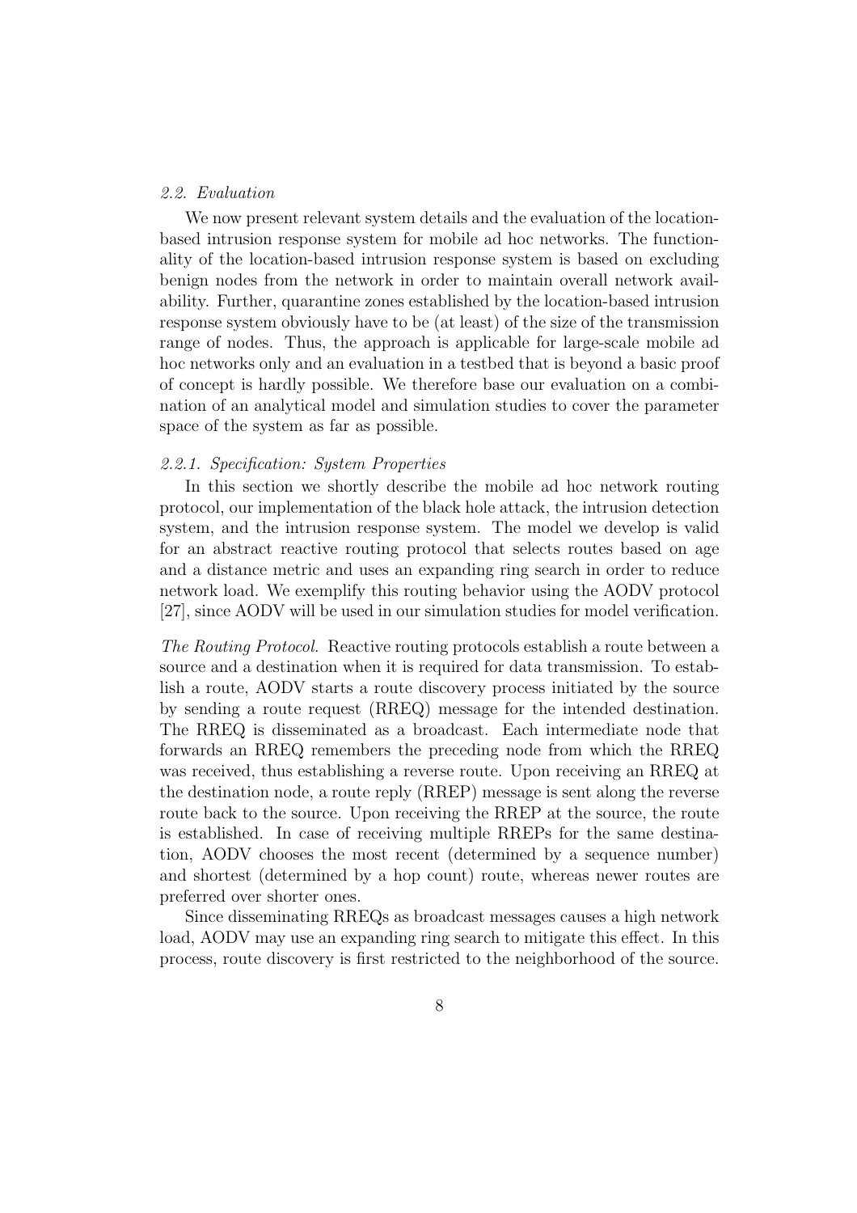### *2.2. Evaluation*

We now present relevant system details and the evaluation of the location-based intrusion response system for mobile ad hoc networks. The functionality of the location-based intrusion response system is based on excluding benign nodes from the network in order to maintain overall network availability. Further, quarantine zones established by the location-based intrusion response system obviously have to be (at least) of the size of the transmission range of nodes. Thus, the approach is applicable for large-scale mobile ad hoc networks only and an evaluation in a testbed that is beyond a basic proof of concept is hardly possible. We therefore base our evaluation on a combination of an analytical model and simulation studies to cover the parameter space of the system as far as possible.

#### *2.2.1. Specification: System Properties*

In this section we shortly describe the mobile ad hoc network routing protocol, our implementation of the black hole attack, the intrusion detection system, and the intrusion response system. The model we develop is valid for an abstract reactive routing protocol that selects routes based on age and a distance metric and uses an expanding ring search in order to reduce network load. We exemplify this routing behavior using the AODV protocol [27], since AODV will be used in our simulation studies for model verification.

*The Routing Protocol.* Reactive routing protocols establish a route between a source and a destination when it is required for data transmission. To establish a route, AODV starts a route discovery process initiated by the source by sending a route request (RREQ) message for the intended destination. The RREQ is disseminated as a broadcast. Each intermediate node that forwards an RREQ remembers the preceding node from which the RREQ was received, thus establishing a reverse route. Upon receiving an RREQ at the destination node, a route reply (RREP) message is sent along the reverse route back to the source. Upon receiving the RREP at the source, the route is established. In case of receiving multiple RREPs for the same destination, AODV chooses the most recent (determined by a sequence number) and shortest (determined by a hop count) route, whereas newer routes are preferred over shorter ones.

Since disseminating RREQs as broadcast messages causes a high network load, AODV may use an expanding ring search to mitigate this effect. In this process, route discovery is first restricted to the neighborhood of the source.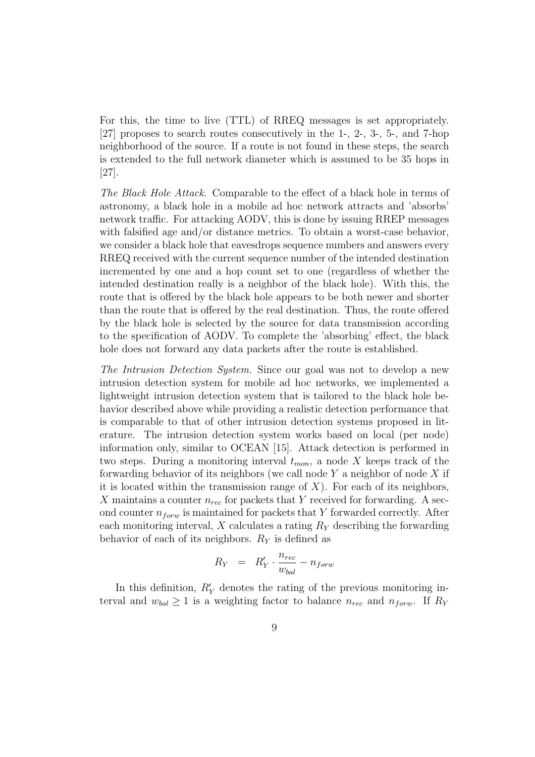For this, the time to live (TTL) of RREQ messages is set appropriately. [27] proposes to search routes consecutively in the 1-, 2-, 3-, 5-, and 7-hop neighborhood of the source. If a route is not found in these steps, the search is extended to the full network diameter which is assumed to be 35 hops in [27].

*The Black Hole Attack.* Comparable to the effect of a black hole in terms of astronomy, a black hole in a mobile ad hoc network attracts and 'absorbs' network traffic. For attacking AODV, this is done by issuing RREP messages with falsified age and/or distance metrics. To obtain a worst-case behavior, we consider a black hole that eavesdrops sequence numbers and answers every RREQ received with the current sequence number of the intended destination incremented by one and a hop count set to one (regardless of whether the intended destination really is a neighbor of the black hole). With this, the route that is offered by the black hole appears to be both newer and shorter than the route that is offered by the real destination. Thus, the route offered by the black hole is selected by the source for data transmission according to the specification of AODV. To complete the 'absorbing' effect, the black hole does not forward any data packets after the route is established.

*The Intrusion Detection System.* Since our goal was not to develop a new intrusion detection system for mobile ad hoc networks, we implemented a lightweight intrusion detection system that is tailored to the black hole behavior described above while providing a realistic detection performance that is comparable to that of other intrusion detection systems proposed in literature. The intrusion detection system works based on local (per node) information only, similar to OCEAN [15]. Attack detection is performed in two steps. During a monitoring interval $t_{mon}$, a node $X$ keeps track of the forwarding behavior of its neighbors (we call node $Y$ a neighbor of node $X$ if it is located within the transmission range of $X$). For each of its neighbors, $X$ maintains a counter $n_{rec}$ for packets that $Y$ received for forwarding. A second counter $n_{forw}$ is maintained for packets that $Y$ forwarded correctly. After each monitoring interval, $X$ calculates a rating $R_Y$ describing the forwarding behavior of each of its neighbors. $R_Y$ is defined as

$$R_Y \;\; = \;\; R'_Y \cdot \frac{n_{rec}}{w_{bal}} - n_{forw}$$

In this definition, $R'_Y$ denotes the rating of the previous monitoring interval and $w_{bal} \geq 1$ is a weighting factor to balance $n_{rec}$ and $n_{forw}$. If $R_Y$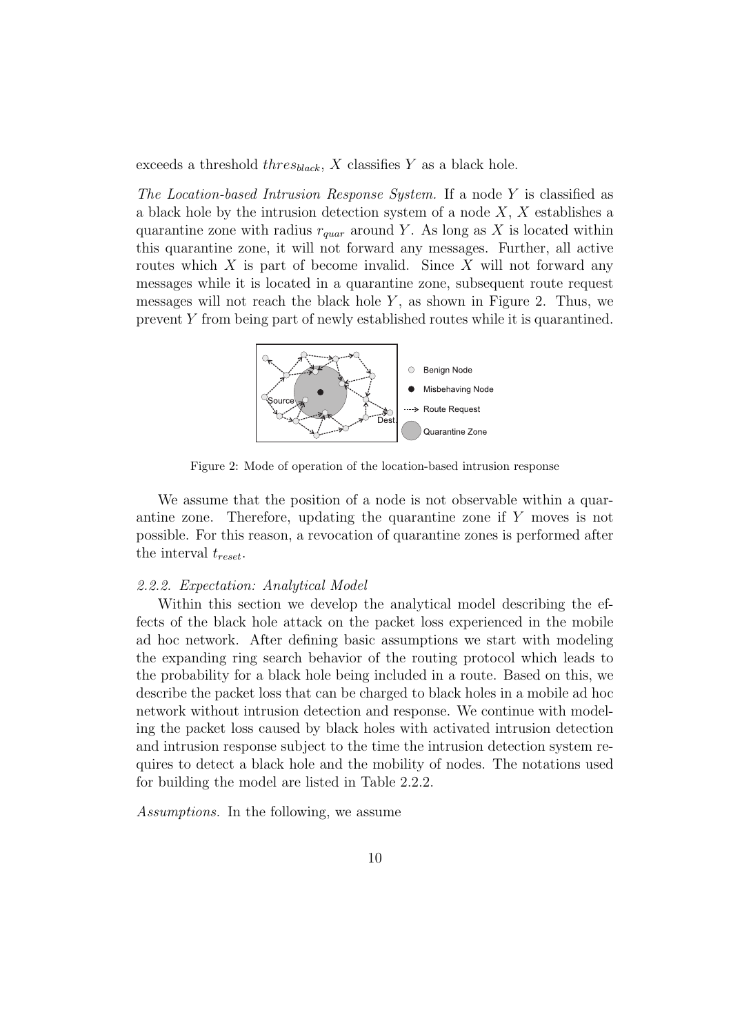exceeds a threshold $thres_{black}$, $X$ classifies $Y$ as a black hole.

*The Location-based Intrusion Response System.* If a node $Y$ is classified as a black hole by the intrusion detection system of a node $X$, $X$ establishes a quarantine zone with radius $r_{quar}$ around $Y$. As long as $X$ is located within this quarantine zone, it will not forward any messages. Further, all active routes which $X$ is part of become invalid. Since $X$ will not forward any messages while it is located in a quarantine zone, subsequent route request messages will not reach the black hole $Y$, as shown in Figure 2. Thus, we prevent $Y$ from being part of newly established routes while it is quarantined.

Figure 2: Mode of operation of the location-based intrusion response

We assume that the position of a node is not observable within a quarantine zone. Therefore, updating the quarantine zone if $Y$ moves is not possible. For this reason, a revocation of quarantine zones is performed after the interval $t_{reset}$.

### *2.2.2. Expectation: Analytical Model*

Within this section we develop the analytical model describing the effects of the black hole attack on the packet loss experienced in the mobile ad hoc network. After defining basic assumptions we start with modeling the expanding ring search behavior of the routing protocol which leads to the probability for a black hole being included in a route. Based on this, we describe the packet loss that can be charged to black holes in a mobile ad hoc network without intrusion detection and response. We continue with modeling the packet loss caused by black holes with activated intrusion detection and intrusion response subject to the time the intrusion detection system requires to detect a black hole and the mobility of nodes. The notations used for building the model are listed in Table 2.2.2.

*Assumptions.* In the following, we assume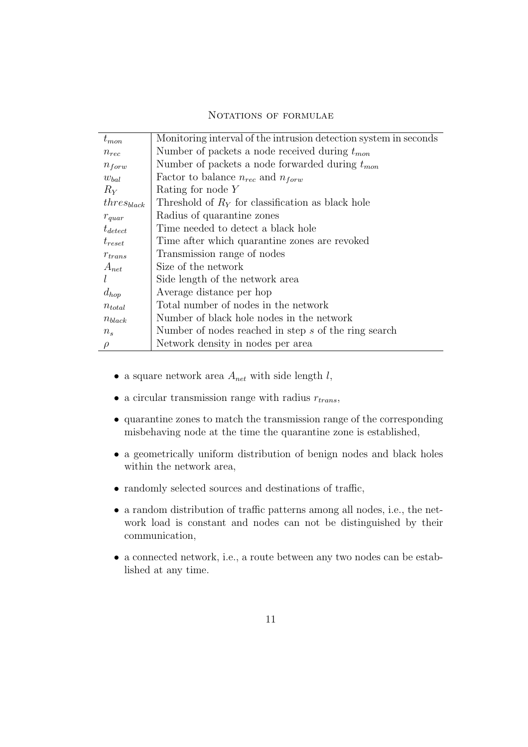Notations of formulae

| | |
|---|---|
| $t_{mon}$ | Monitoring interval of the intrusion detection system in seconds |
| $n_{rec}$ | Number of packets a node received during $t_{mon}$ |
| $n_{forw}$ | Number of packets a node forwarded during $t_{mon}$ |
| $w_{bal}$ | Factor to balance $n_{rec}$ and $n_{forw}$ |
| $R_Y$ | Rating for node $Y$ |
| $thres_{black}$ | Threshold of $R_Y$ for classification as black hole |
| $r_{quar}$ | Radius of quarantine zones |
| $t_{detect}$ | Time needed to detect a black hole |
| $t_{reset}$ | Time after which quarantine zones are revoked |
| $r_{trans}$ | Transmission range of nodes |
| $A_{net}$ | Size of the network |
| $l$ | Side length of the network area |
| $d_{hop}$ | Average distance per hop |
| $n_{total}$ | Total number of nodes in the network |
| $n_{black}$ | Number of black hole nodes in the network |
| $n_s$ | Number of nodes reached in step $s$ of the ring search |
| $\rho$ | Network density in nodes per area |

- a square network area $A_{net}$ with side length $l$,
- a circular transmission range with radius $r_{trans}$,
- quarantine zones to match the transmission range of the corresponding misbehaving node at the time the quarantine zone is established,
- a geometrically uniform distribution of benign nodes and black holes within the network area,
- randomly selected sources and destinations of traffic,
- a random distribution of traffic patterns among all nodes, i.e., the network load is constant and nodes can not be distinguished by their communication,
- a connected network, i.e., a route between any two nodes can be established at any time.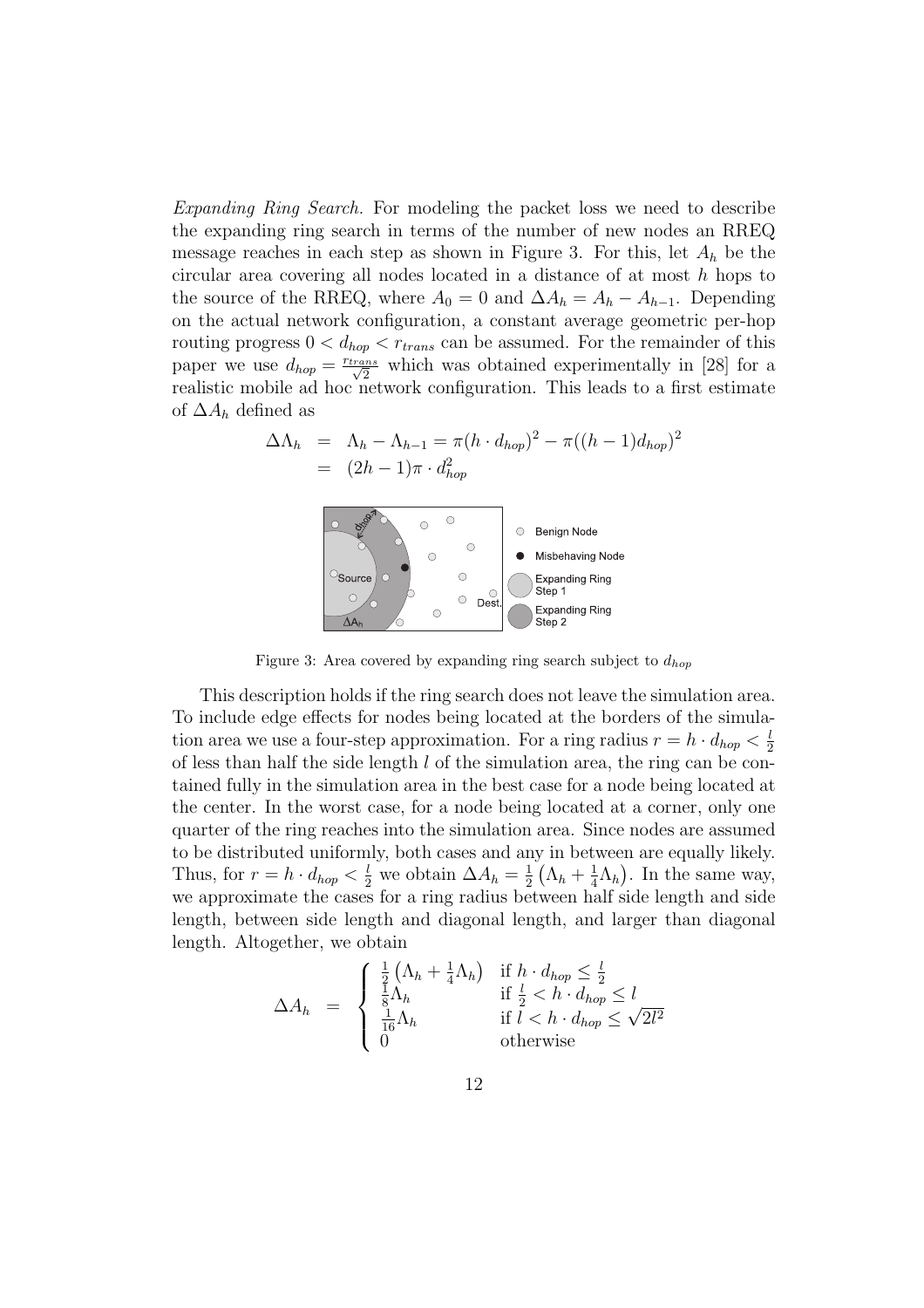*Expanding Ring Search.* For modeling the packet loss we need to describe the expanding ring search in terms of the number of new nodes an RREQ message reaches in each step as shown in Figure 3. For this, let $A_h$ be the circular area covering all nodes located in a distance of at most $h$ hops to the source of the RREQ, where $A_0 = 0$ and $\Delta A_h = A_h - A_{h-1}$. Depending on the actual network configuration, a constant average geometric per-hop routing progress $0 < d_{hop} < r_{trans}$ can be assumed. For the remainder of this paper we use $d_{hop} = \frac{r_{trans}}{\sqrt{2}}$ which was obtained experimentally in [28] for a realistic mobile ad hoc network configuration. This leads to a first estimate of $\Delta A_h$ defined as

$$
\begin{aligned}
\Delta\Lambda_h &= \Lambda_h - \Lambda_{h-1} = \pi(h \cdot d_{hop})^2 - \pi((h-1)d_{hop})^2 \\
&= (2h-1)\pi \cdot d_{hop}^2
\end{aligned}
$$

Figure 3: Area covered by expanding ring search subject to $d_{hop}$

This description holds if the ring search does not leave the simulation area. To include edge effects for nodes being located at the borders of the simulation area we use a four-step approximation. For a ring radius $r = h \cdot d_{hop} < \frac{l}{2}$ of less than half the side length $l$ of the simulation area, the ring can be contained fully in the simulation area in the best case for a node being located at the center. In the worst case, for a node being located at a corner, only one quarter of the ring reaches into the simulation area. Since nodes are assumed to be distributed uniformly, both cases and any in between are equally likely. Thus, for $r = h \cdot d_{hop} < \frac{l}{2}$ we obtain $\Delta A_h = \frac{1}{2}\left(\Lambda_h + \frac{1}{4}\Lambda_h\right)$. In the same way, we approximate the cases for a ring radius between half side length and side length, between side length and diagonal length, and larger than diagonal length. Altogether, we obtain

$$
\Delta A_h = \begin{cases}
\frac{1}{2}\left(\Lambda_h + \frac{1}{4}\Lambda_h\right) & \text{if } h \cdot d_{hop} \leq \frac{l}{2} \\
\frac{1}{8}\Lambda_h & \text{if } \frac{l}{2} < h \cdot d_{hop} \leq l \\
\frac{1}{16}\Lambda_h & \text{if } l < h \cdot d_{hop} \leq \sqrt{2l^2} \\
0 & \text{otherwise}
\end{cases}
$$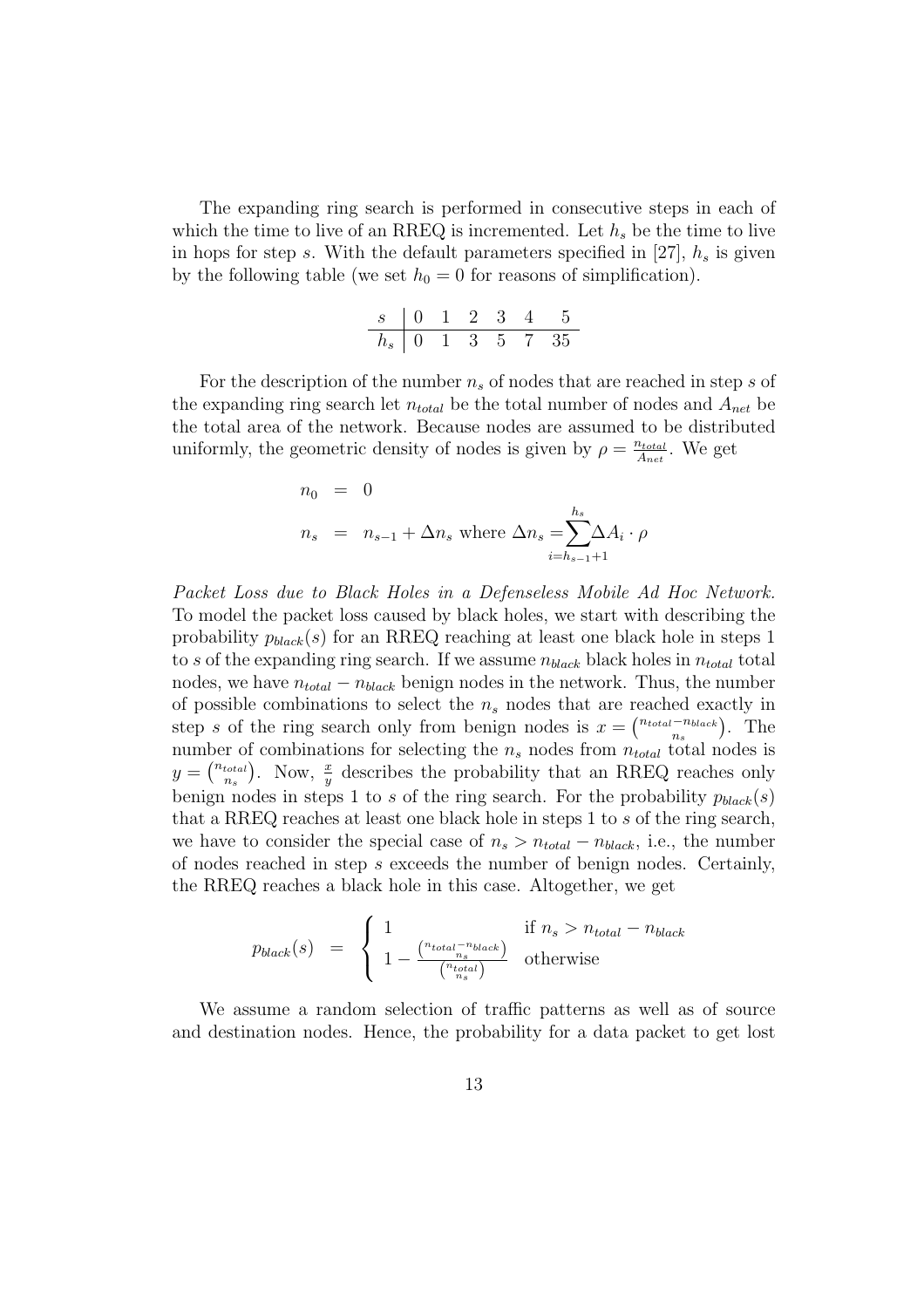The expanding ring search is performed in consecutive steps in each of which the time to live of an RREQ is incremented. Let $h_s$ be the time to live in hops for step $s$. With the default parameters specified in [27], $h_s$ is given by the following table (we set $h_0 = 0$ for reasons of simplification).

| $s$ | 0 | 1 | 2 | 3 | 4 | 5 |
|---|---|---|---|---|---|---|
| $h_s$ | 0 | 1 | 3 | 5 | 7 | 35 |

For the description of the number $n_s$ of nodes that are reached in step $s$ of the expanding ring search let $n_{total}$ be the total number of nodes and $A_{net}$ be the total area of the network. Because nodes are assumed to be distributed uniformly, the geometric density of nodes is given by $\rho = \frac{n_{total}}{A_{net}}$. We get

$$
\begin{aligned}
n_0 &= 0 \\
n_s &= n_{s-1} + \Delta n_s \text{ where } \Delta n_s = \sum_{i=h_{s-1}+1}^{h_s} \Delta A_i \cdot \rho
\end{aligned}
$$

*Packet Loss due to Black Holes in a Defenseless Mobile Ad Hoc Network.* To model the packet loss caused by black holes, we start with describing the probability $p_{black}(s)$ for an RREQ reaching at least one black hole in steps 1 to $s$ of the expanding ring search. If we assume $n_{black}$ black holes in $n_{total}$ total nodes, we have $n_{total} - n_{black}$ benign nodes in the network. Thus, the number of possible combinations to select the $n_s$ nodes that are reached exactly in step $s$ of the ring search only from benign nodes is $x = \binom{n_{total}-n_{black}}{n_s}$. The number of combinations for selecting the $n_s$ nodes from $n_{total}$ total nodes is $y = \binom{n_{total}}{n_s}$. Now, $\frac{x}{y}$ describes the probability that an RREQ reaches only benign nodes in steps 1 to $s$ of the ring search. For the probability $p_{black}(s)$ that a RREQ reaches at least one black hole in steps 1 to $s$ of the ring search, we have to consider the special case of $n_s > n_{total} - n_{black}$, i.e., the number of nodes reached in step $s$ exceeds the number of benign nodes. Certainly, the RREQ reaches a black hole in this case. Altogether, we get

$$
p_{black}(s) = \begin{cases} 1 & \text{if } n_s > n_{total} - n_{black} \\ 1 - \frac{\binom{n_{total}-n_{black}}{n_s}}{\binom{n_{total}}{n_s}} & \text{otherwise} \end{cases}
$$

We assume a random selection of traffic patterns as well as of source and destination nodes. Hence, the probability for a data packet to get lost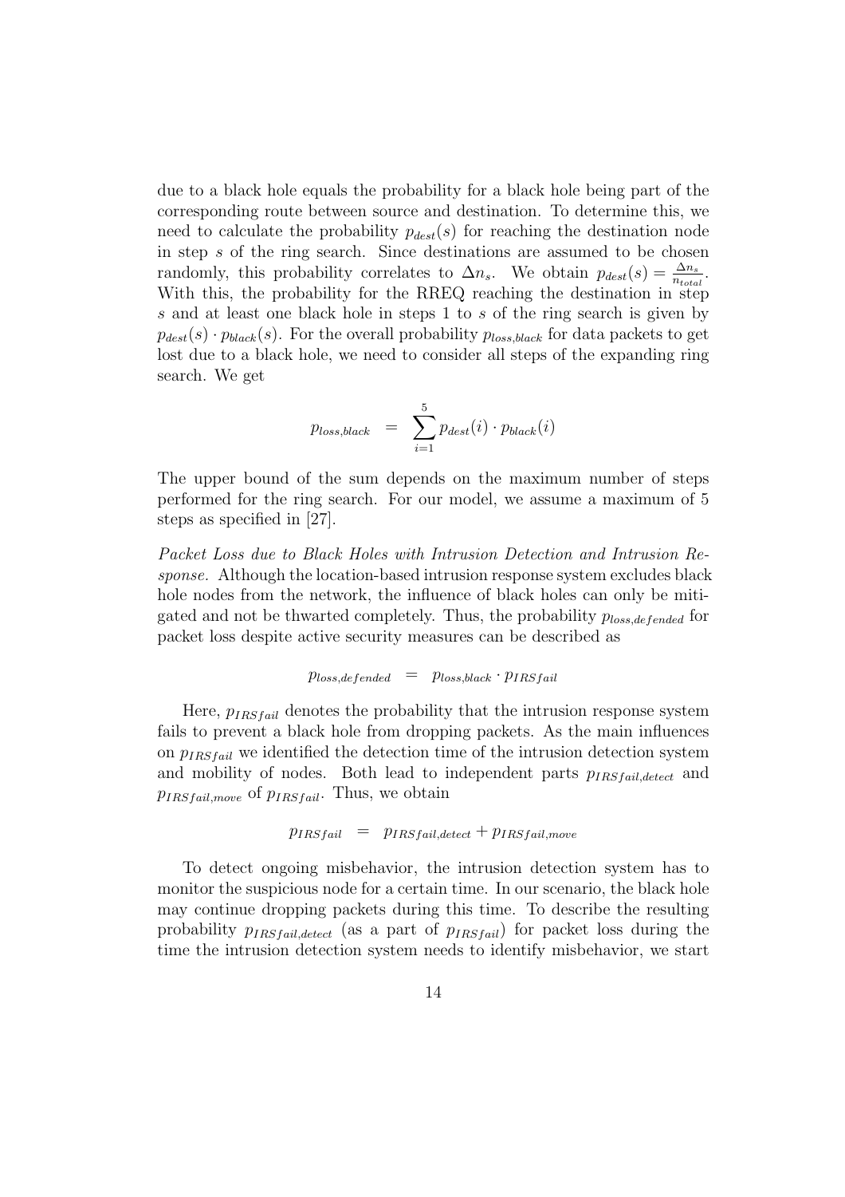due to a black hole equals the probability for a black hole being part of the corresponding route between source and destination. To determine this, we need to calculate the probability $p_{dest}(s)$ for reaching the destination node in step $s$ of the ring search. Since destinations are assumed to be chosen randomly, this probability correlates to $\Delta n_s$. We obtain $p_{dest}(s) = \frac{\Delta n_s}{n_{total}}$. With this, the probability for the RREQ reaching the destination in step $s$ and at least one black hole in steps 1 to $s$ of the ring search is given by $p_{dest}(s) \cdot p_{black}(s)$. For the overall probability $p_{loss,black}$ for data packets to get lost due to a black hole, we need to consider all steps of the expanding ring search. We get

$$p_{loss,black} = \sum_{i=1}^{5} p_{dest}(i) \cdot p_{black}(i)$$

The upper bound of the sum depends on the maximum number of steps performed for the ring search. For our model, we assume a maximum of 5 steps as specified in [27].

*Packet Loss due to Black Holes with Intrusion Detection and Intrusion Response.* Although the location-based intrusion response system excludes black hole nodes from the network, the influence of black holes can only be mitigated and not be thwarted completely. Thus, the probability $p_{loss,defended}$ for packet loss despite active security measures can be described as

$$p_{loss,defended} = p_{loss,black} \cdot p_{IRSfail}$$

Here, $p_{IRSfail}$ denotes the probability that the intrusion response system fails to prevent a black hole from dropping packets. As the main influences on $p_{IRSfail}$ we identified the detection time of the intrusion detection system and mobility of nodes. Both lead to independent parts $p_{IRSfail,detect}$ and $p_{IRSfail,move}$ of $p_{IRSfail}$. Thus, we obtain

$$p_{IRSfail} = p_{IRSfail,detect} + p_{IRSfail,move}$$

To detect ongoing misbehavior, the intrusion detection system has to monitor the suspicious node for a certain time. In our scenario, the black hole may continue dropping packets during this time. To describe the resulting probability $p_{IRSfail,detect}$ (as a part of $p_{IRSfail}$) for packet loss during the time the intrusion detection system needs to identify misbehavior, we start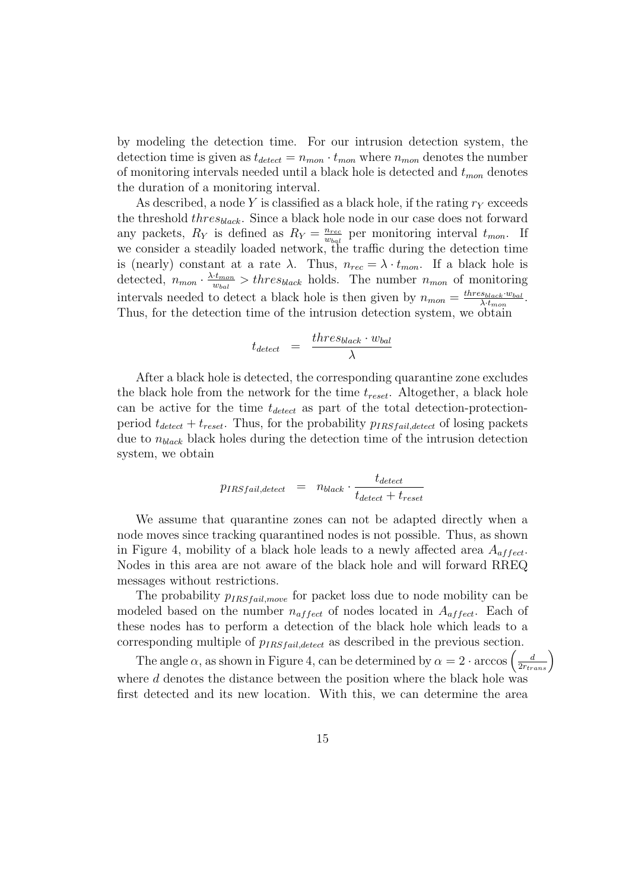by modeling the detection time. For our intrusion detection system, the detection time is given as $t_{detect} = n_{mon} \cdot t_{mon}$ where $n_{mon}$ denotes the number of monitoring intervals needed until a black hole is detected and $t_{mon}$ denotes the duration of a monitoring interval.

As described, a node $Y$ is classified as a black hole, if the rating $r_Y$ exceeds the threshold $thres_{black}$. Since a black hole node in our case does not forward any packets, $R_Y$ is defined as $R_Y = \frac{n_{rec}}{w_{bal}}$ per monitoring interval $t_{mon}$. If we consider a steadily loaded network, the traffic during the detection time is (nearly) constant at a rate $\lambda$. Thus, $n_{rec} = \lambda \cdot t_{mon}$. If a black hole is detected, $n_{mon} \cdot \frac{\lambda \cdot t_{mon}}{w_{bal}} > thres_{black}$ holds. The number $n_{mon}$ of monitoring intervals needed to detect a black hole is then given by $n_{mon} = \frac{thres_{black} \cdot w_{bal}}{\lambda \cdot t_{mon}}$. Thus, for the detection time of the intrusion detection system, we obtain

$$t_{detect} = \frac{thres_{black} \cdot w_{bal}}{\lambda}$$

After a black hole is detected, the corresponding quarantine zone excludes the black hole from the network for the time $t_{reset}$. Altogether, a black hole can be active for the time $t_{detect}$ as part of the total detection-protection-period $t_{detect} + t_{reset}$. Thus, for the probability $p_{IRSfail,detect}$ of losing packets due to $n_{black}$ black holes during the detection time of the intrusion detection system, we obtain

$$p_{IRSfail,detect} = n_{black} \cdot \frac{t_{detect}}{t_{detect} + t_{reset}}$$

We assume that quarantine zones can not be adapted directly when a node moves since tracking quarantined nodes is not possible. Thus, as shown in Figure 4, mobility of a black hole leads to a newly affected area $A_{affect}$. Nodes in this area are not aware of the black hole and will forward RREQ messages without restrictions.

The probability $p_{IRSfail,move}$ for packet loss due to node mobility can be modeled based on the number $n_{affect}$ of nodes located in $A_{affect}$. Each of these nodes has to perform a detection of the black hole which leads to a corresponding multiple of $p_{IRSfail,detect}$ as described in the previous section.

The angle $\alpha$, as shown in Figure 4, can be determined by $\alpha = 2 \cdot \arccos\left(\frac{d}{2r_{trans}}\right)$ where $d$ denotes the distance between the position where the black hole was first detected and its new location. With this, we can determine the area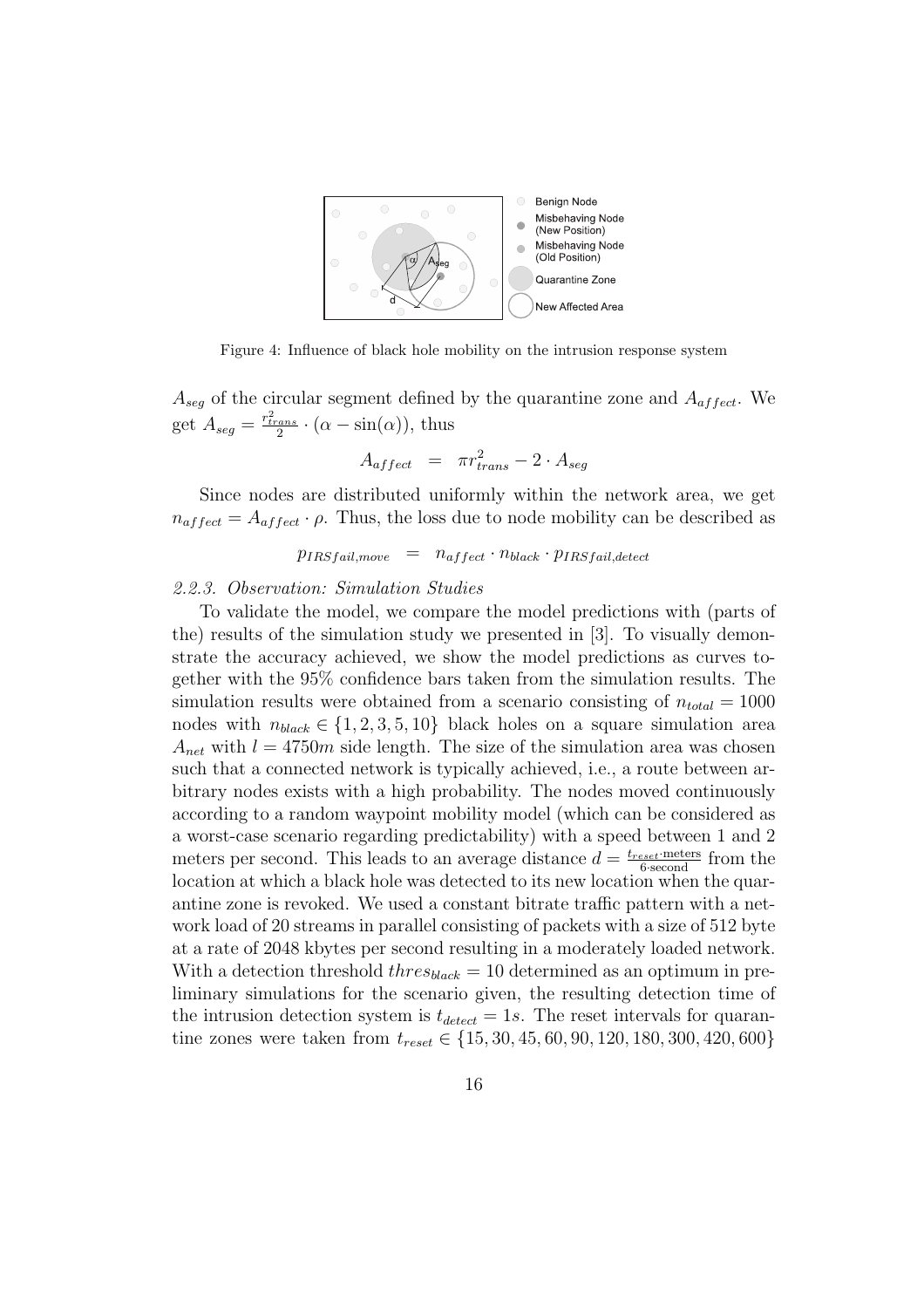Figure 4: Influence of black hole mobility on the intrusion response system

$A_{seg}$ of the circular segment defined by the quarantine zone and $A_{affect}$. We get $A_{seg} = \frac{r_{trans}^2}{2} \cdot (\alpha - \sin(\alpha))$, thus

$$A_{affect} \quad = \quad \pi r_{trans}^2 - 2 \cdot A_{seg}$$

Since nodes are distributed uniformly within the network area, we get $n_{affect} = A_{affect} \cdot \rho$. Thus, the loss due to node mobility can be described as

$$p_{IRSfail,move} \quad = \quad n_{affect} \cdot n_{black} \cdot p_{IRSfail,detect}$$

*2.2.3. Observation: Simulation Studies*

To validate the model, we compare the model predictions with (parts of the) results of the simulation study we presented in [3]. To visually demonstrate the accuracy achieved, we show the model predictions as curves together with the 95% confidence bars taken from the simulation results. The simulation results were obtained from a scenario consisting of $n_{total} = 1000$ nodes with $n_{black} \in \{1, 2, 3, 5, 10\}$ black holes on a square simulation area $A_{net}$ with $l = 4750m$ side length. The size of the simulation area was chosen such that a connected network is typically achieved, i.e., a route between arbitrary nodes exists with a high probability. The nodes moved continuously according to a random waypoint mobility model (which can be considered as a worst-case scenario regarding predictability) with a speed between 1 and 2 meters per second. This leads to an average distance $d = \frac{t_{reset} \cdot \text{meters}}{6 \cdot \text{second}}$ from the location at which a black hole was detected to its new location when the quarantine zone is revoked. We used a constant bitrate traffic pattern with a network load of 20 streams in parallel consisting of packets with a size of 512 byte at a rate of 2048 kbytes per second resulting in a moderately loaded network. With a detection threshold $thres_{black} = 10$ determined as an optimum in preliminary simulations for the scenario given, the resulting detection time of the intrusion detection system is $t_{detect} = 1s$. The reset intervals for quarantine zones were taken from $t_{reset} \in \{15, 30, 45, 60, 90, 120, 180, 300, 420, 600\}$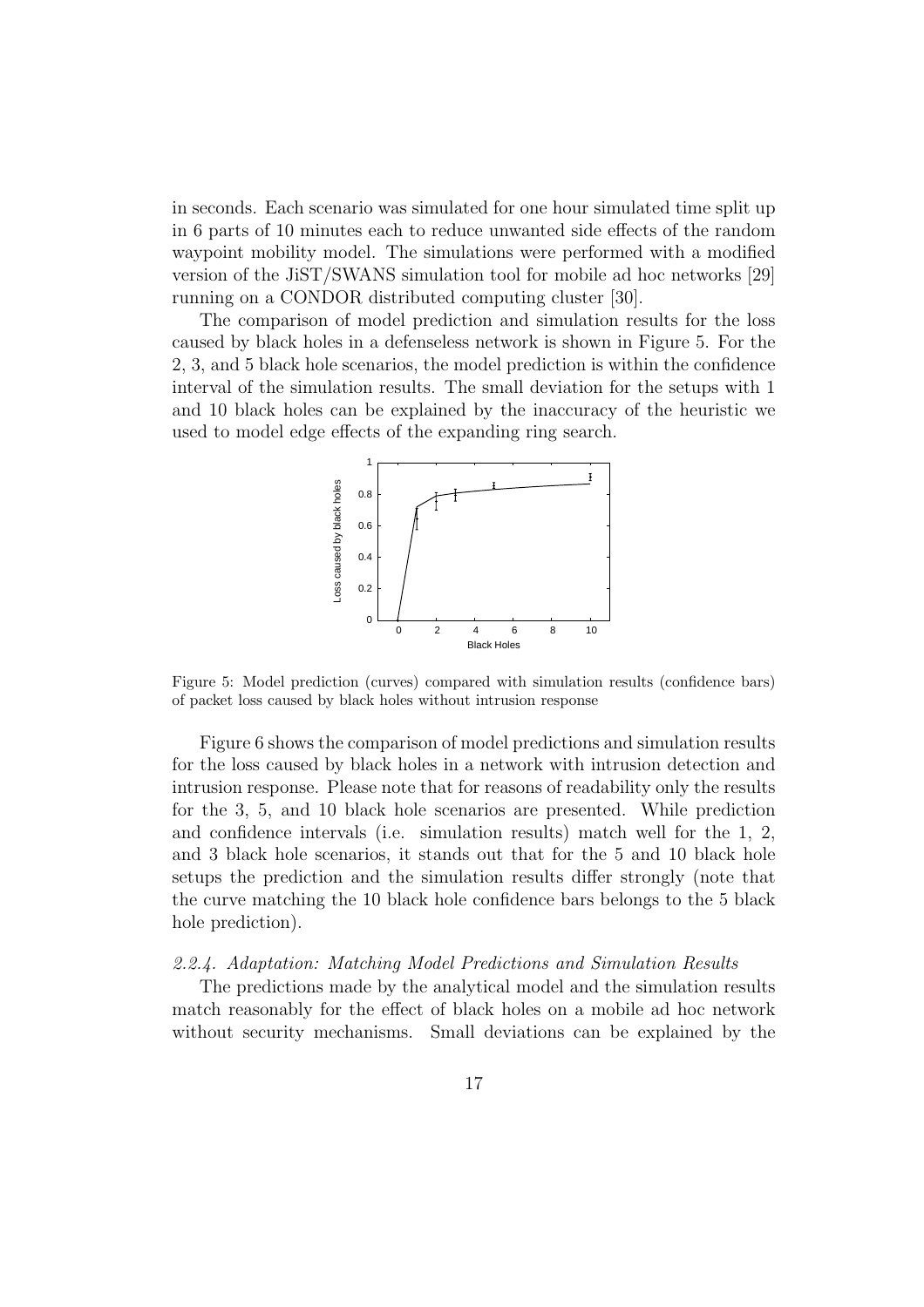in seconds. Each scenario was simulated for one hour simulated time split up in 6 parts of 10 minutes each to reduce unwanted side effects of the random waypoint mobility model. The simulations were performed with a modified version of the JiST/SWANS simulation tool for mobile ad hoc networks [29] running on a CONDOR distributed computing cluster [30].

The comparison of model prediction and simulation results for the loss caused by black holes in a defenseless network is shown in Figure 5. For the 2, 3, and 5 black hole scenarios, the model prediction is within the confidence interval of the simulation results. The small deviation for the setups with 1 and 10 black holes can be explained by the inaccuracy of the heuristic we used to model edge effects of the expanding ring search.

Figure 5: Model prediction (curves) compared with simulation results (confidence bars) of packet loss caused by black holes without intrusion response

Figure 6 shows the comparison of model predictions and simulation results for the loss caused by black holes in a network with intrusion detection and intrusion response. Please note that for reasons of readability only the results for the 3, 5, and 10 black hole scenarios are presented. While prediction and confidence intervals (i.e. simulation results) match well for the 1, 2, and 3 black hole scenarios, it stands out that for the 5 and 10 black hole setups the prediction and the simulation results differ strongly (note that the curve matching the 10 black hole confidence bars belongs to the 5 black hole prediction).

### *2.2.4. Adaptation: Matching Model Predictions and Simulation Results*

The predictions made by the analytical model and the simulation results match reasonably for the effect of black holes on a mobile ad hoc network without security mechanisms. Small deviations can be explained by the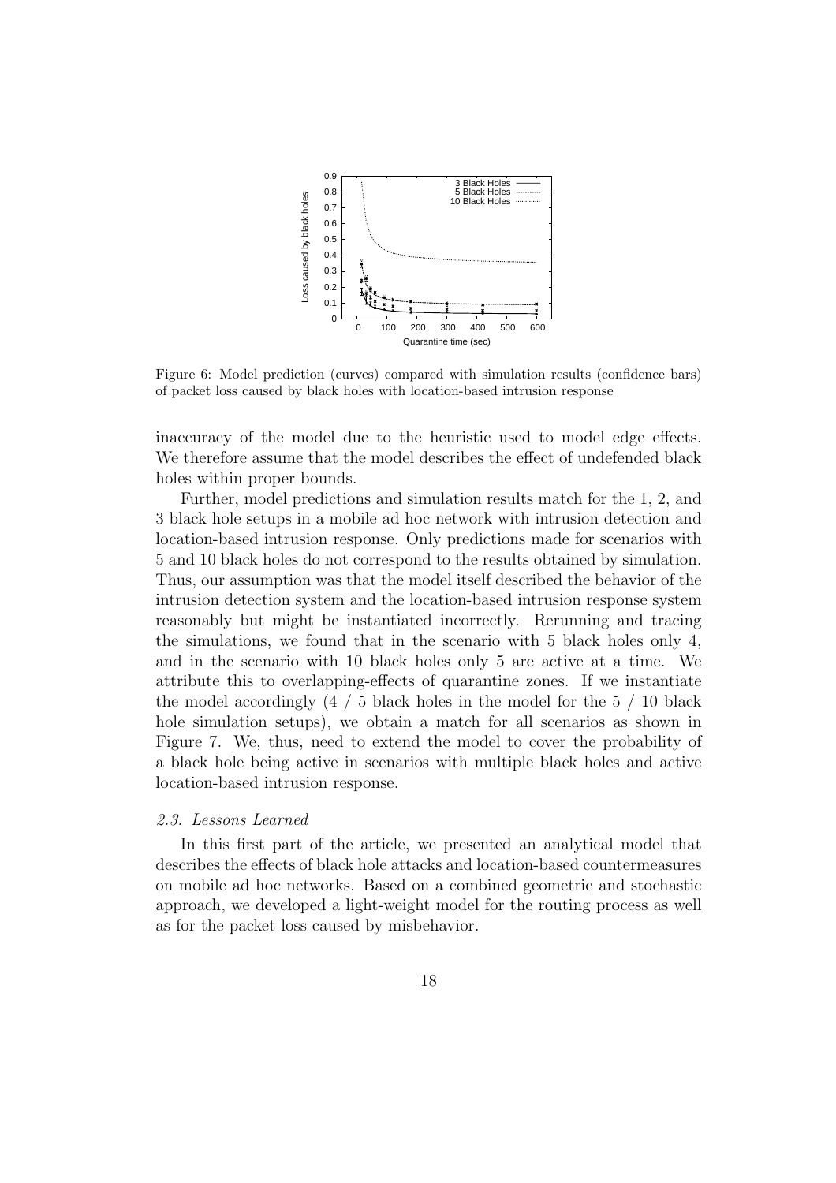Figure 6: Model prediction (curves) compared with simulation results (confidence bars) of packet loss caused by black holes with location-based intrusion response

inaccuracy of the model due to the heuristic used to model edge effects. We therefore assume that the model describes the effect of undefended black holes within proper bounds.

Further, model predictions and simulation results match for the 1, 2, and 3 black hole setups in a mobile ad hoc network with intrusion detection and location-based intrusion response. Only predictions made for scenarios with 5 and 10 black holes do not correspond to the results obtained by simulation. Thus, our assumption was that the model itself described the behavior of the intrusion detection system and the location-based intrusion response system reasonably but might be instantiated incorrectly. Rerunning and tracing the simulations, we found that in the scenario with 5 black holes only 4, and in the scenario with 10 black holes only 5 are active at a time. We attribute this to overlapping-effects of quarantine zones. If we instantiate the model accordingly (4 / 5 black holes in the model for the 5 / 10 black hole simulation setups), we obtain a match for all scenarios as shown in Figure 7. We, thus, need to extend the model to cover the probability of a black hole being active in scenarios with multiple black holes and active location-based intrusion response.

### *2.3. Lessons Learned*

In this first part of the article, we presented an analytical model that describes the effects of black hole attacks and location-based countermeasures on mobile ad hoc networks. Based on a combined geometric and stochastic approach, we developed a light-weight model for the routing process as well as for the packet loss caused by misbehavior.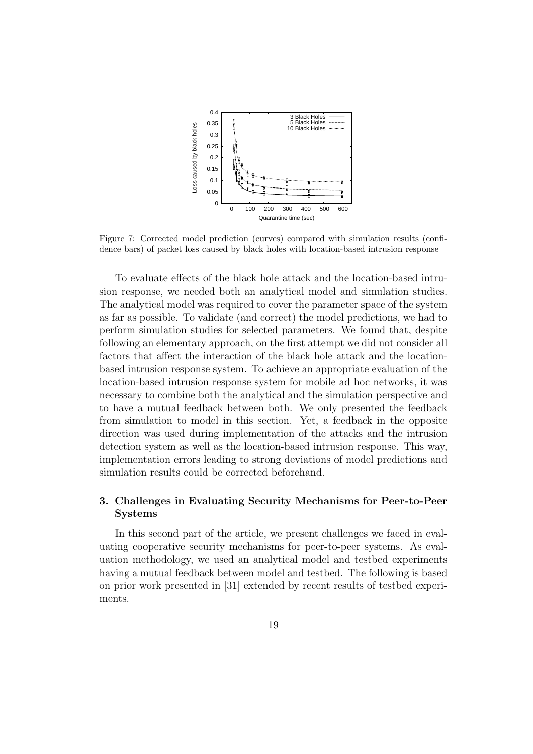Figure 7: Corrected model prediction (curves) compared with simulation results (confidence bars) of packet loss caused by black holes with location-based intrusion response

To evaluate effects of the black hole attack and the location-based intrusion response, we needed both an analytical model and simulation studies. The analytical model was required to cover the parameter space of the system as far as possible. To validate (and correct) the model predictions, we had to perform simulation studies for selected parameters. We found that, despite following an elementary approach, on the first attempt we did not consider all factors that affect the interaction of the black hole attack and the location-based intrusion response system. To achieve an appropriate evaluation of the location-based intrusion response system for mobile ad hoc networks, it was necessary to combine both the analytical and the simulation perspective and to have a mutual feedback between both. We only presented the feedback from simulation to model in this section. Yet, a feedback in the opposite direction was used during implementation of the attacks and the intrusion detection system as well as the location-based intrusion response. This way, implementation errors leading to strong deviations of model predictions and simulation results could be corrected beforehand.

## 3. Challenges in Evaluating Security Mechanisms for Peer-to-Peer Systems

In this second part of the article, we present challenges we faced in evaluating cooperative security mechanisms for peer-to-peer systems. As evaluation methodology, we used an analytical model and testbed experiments having a mutual feedback between model and testbed. The following is based on prior work presented in [31] extended by recent results of testbed experiments.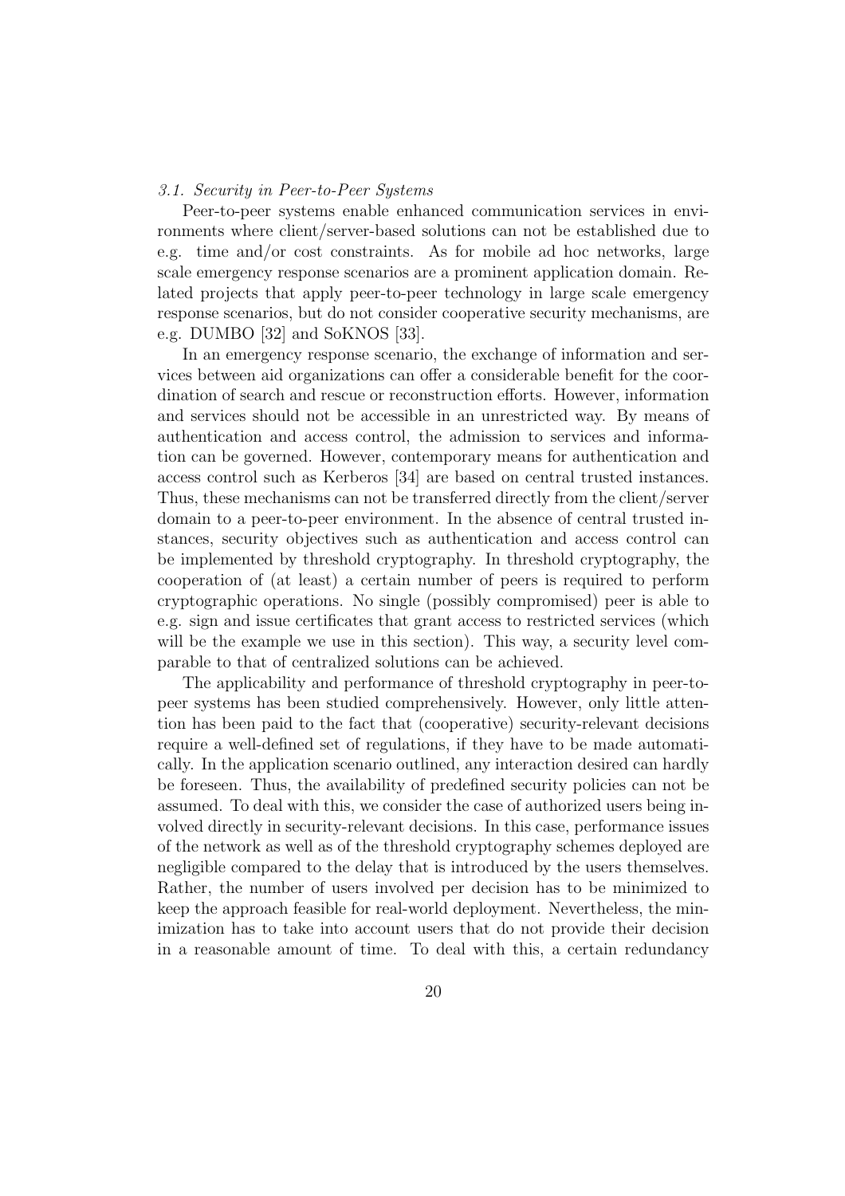### *3.1. Security in Peer-to-Peer Systems*

Peer-to-peer systems enable enhanced communication services in environments where client/server-based solutions can not be established due to e.g. time and/or cost constraints. As for mobile ad hoc networks, large scale emergency response scenarios are a prominent application domain. Related projects that apply peer-to-peer technology in large scale emergency response scenarios, but do not consider cooperative security mechanisms, are e.g. DUMBO [32] and SoKNOS [33].

In an emergency response scenario, the exchange of information and services between aid organizations can offer a considerable benefit for the coordination of search and rescue or reconstruction efforts. However, information and services should not be accessible in an unrestricted way. By means of authentication and access control, the admission to services and information can be governed. However, contemporary means for authentication and access control such as Kerberos [34] are based on central trusted instances. Thus, these mechanisms can not be transferred directly from the client/server domain to a peer-to-peer environment. In the absence of central trusted instances, security objectives such as authentication and access control can be implemented by threshold cryptography. In threshold cryptography, the cooperation of (at least) a certain number of peers is required to perform cryptographic operations. No single (possibly compromised) peer is able to e.g. sign and issue certificates that grant access to restricted services (which will be the example we use in this section). This way, a security level comparable to that of centralized solutions can be achieved.

The applicability and performance of threshold cryptography in peer-to-peer systems has been studied comprehensively. However, only little attention has been paid to the fact that (cooperative) security-relevant decisions require a well-defined set of regulations, if they have to be made automatically. In the application scenario outlined, any interaction desired can hardly be foreseen. Thus, the availability of predefined security policies can not be assumed. To deal with this, we consider the case of authorized users being involved directly in security-relevant decisions. In this case, performance issues of the network as well as of the threshold cryptography schemes deployed are negligible compared to the delay that is introduced by the users themselves. Rather, the number of users involved per decision has to be minimized to keep the approach feasible for real-world deployment. Nevertheless, the minimization has to take into account users that do not provide their decision in a reasonable amount of time. To deal with this, a certain redundancy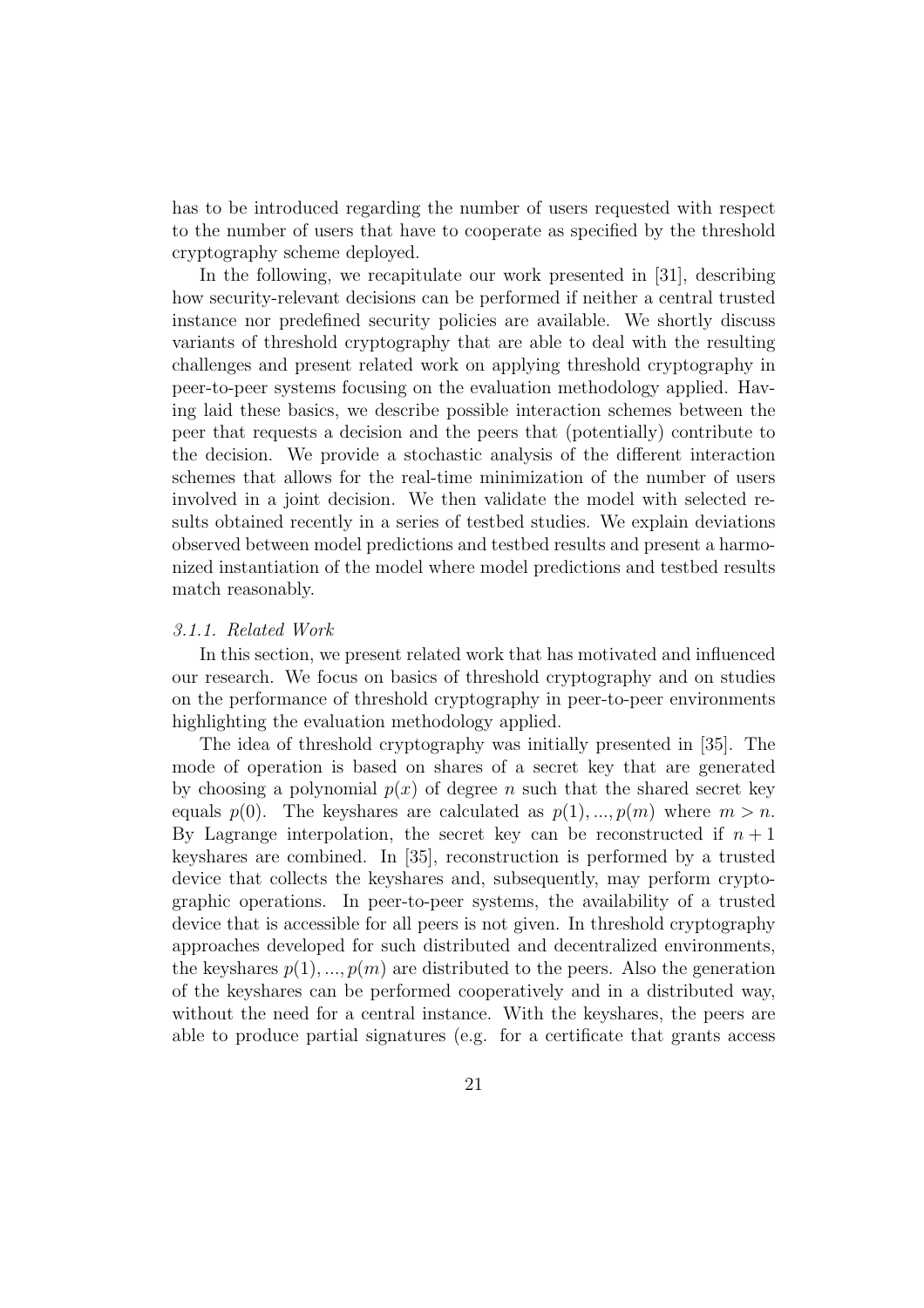has to be introduced regarding the number of users requested with respect to the number of users that have to cooperate as specified by the threshold cryptography scheme deployed.

In the following, we recapitulate our work presented in [31], describing how security-relevant decisions can be performed if neither a central trusted instance nor predefined security policies are available. We shortly discuss variants of threshold cryptography that are able to deal with the resulting challenges and present related work on applying threshold cryptography in peer-to-peer systems focusing on the evaluation methodology applied. Having laid these basics, we describe possible interaction schemes between the peer that requests a decision and the peers that (potentially) contribute to the decision. We provide a stochastic analysis of the different interaction schemes that allows for the real-time minimization of the number of users involved in a joint decision. We then validate the model with selected results obtained recently in a series of testbed studies. We explain deviations observed between model predictions and testbed results and present a harmonized instantiation of the model where model predictions and testbed results match reasonably.

### *3.1.1. Related Work*

In this section, we present related work that has motivated and influenced our research. We focus on basics of threshold cryptography and on studies on the performance of threshold cryptography in peer-to-peer environments highlighting the evaluation methodology applied.

The idea of threshold cryptography was initially presented in [35]. The mode of operation is based on shares of a secret key that are generated by choosing a polynomial $p(x)$ of degree $n$ such that the shared secret key equals $p(0)$. The keyshares are calculated as $p(1), ..., p(m)$ where $m > n$. By Lagrange interpolation, the secret key can be reconstructed if $n + 1$ keyshares are combined. In [35], reconstruction is performed by a trusted device that collects the keyshares and, subsequently, may perform cryptographic operations. In peer-to-peer systems, the availability of a trusted device that is accessible for all peers is not given. In threshold cryptography approaches developed for such distributed and decentralized environments, the keyshares $p(1), ..., p(m)$ are distributed to the peers. Also the generation of the keyshares can be performed cooperatively and in a distributed way, without the need for a central instance. With the keyshares, the peers are able to produce partial signatures (e.g. for a certificate that grants access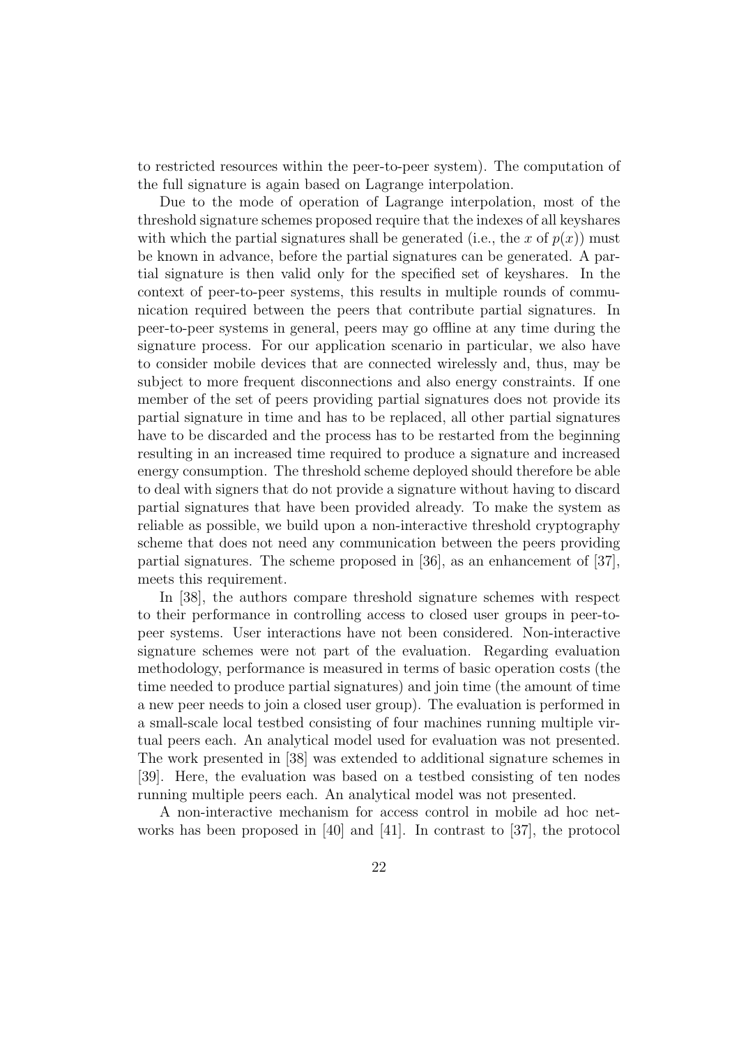to restricted resources within the peer-to-peer system). The computation of the full signature is again based on Lagrange interpolation.

Due to the mode of operation of Lagrange interpolation, most of the threshold signature schemes proposed require that the indexes of all keyshares with which the partial signatures shall be generated (i.e., the $x$ of $p(x)$) must be known in advance, before the partial signatures can be generated. A partial signature is then valid only for the specified set of keyshares. In the context of peer-to-peer systems, this results in multiple rounds of communication required between the peers that contribute partial signatures. In peer-to-peer systems in general, peers may go offline at any time during the signature process. For our application scenario in particular, we also have to consider mobile devices that are connected wirelessly and, thus, may be subject to more frequent disconnections and also energy constraints. If one member of the set of peers providing partial signatures does not provide its partial signature in time and has to be replaced, all other partial signatures have to be discarded and the process has to be restarted from the beginning resulting in an increased time required to produce a signature and increased energy consumption. The threshold scheme deployed should therefore be able to deal with signers that do not provide a signature without having to discard partial signatures that have been provided already. To make the system as reliable as possible, we build upon a non-interactive threshold cryptography scheme that does not need any communication between the peers providing partial signatures. The scheme proposed in [36], as an enhancement of [37], meets this requirement.

In [38], the authors compare threshold signature schemes with respect to their performance in controlling access to closed user groups in peer-to-peer systems. User interactions have not been considered. Non-interactive signature schemes were not part of the evaluation. Regarding evaluation methodology, performance is measured in terms of basic operation costs (the time needed to produce partial signatures) and join time (the amount of time a new peer needs to join a closed user group). The evaluation is performed in a small-scale local testbed consisting of four machines running multiple virtual peers each. An analytical model used for evaluation was not presented. The work presented in [38] was extended to additional signature schemes in [39]. Here, the evaluation was based on a testbed consisting of ten nodes running multiple peers each. An analytical model was not presented.

A non-interactive mechanism for access control in mobile ad hoc networks has been proposed in [40] and [41]. In contrast to [37], the protocol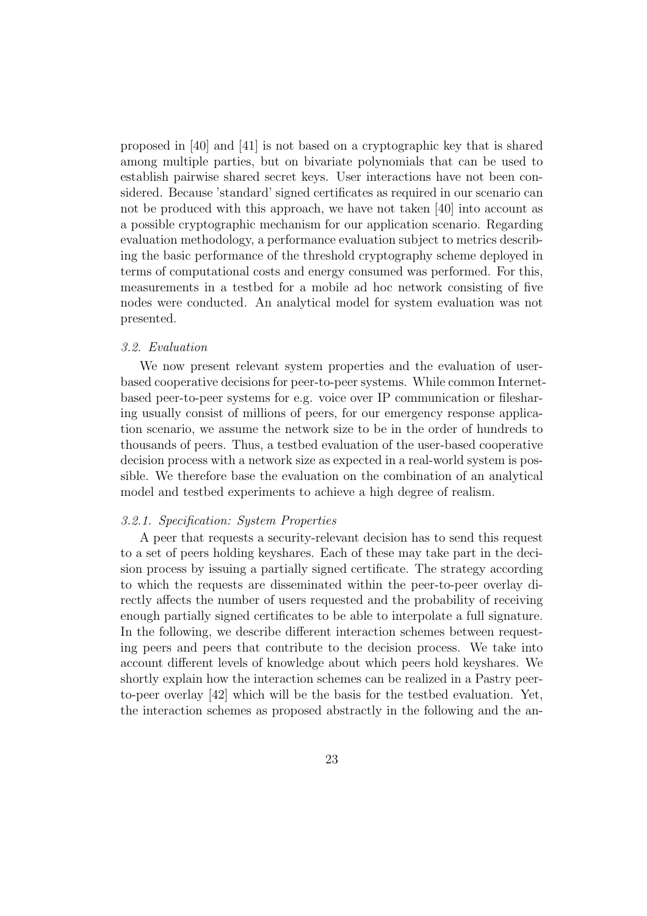proposed in [40] and [41] is not based on a cryptographic key that is shared among multiple parties, but on bivariate polynomials that can be used to establish pairwise shared secret keys. User interactions have not been considered. Because 'standard' signed certificates as required in our scenario can not be produced with this approach, we have not taken [40] into account as a possible cryptographic mechanism for our application scenario. Regarding evaluation methodology, a performance evaluation subject to metrics describing the basic performance of the threshold cryptography scheme deployed in terms of computational costs and energy consumed was performed. For this, measurements in a testbed for a mobile ad hoc network consisting of five nodes were conducted. An analytical model for system evaluation was not presented.

### *3.2. Evaluation*

We now present relevant system properties and the evaluation of user-based cooperative decisions for peer-to-peer systems. While common Internet-based peer-to-peer systems for e.g. voice over IP communication or filesharing usually consist of millions of peers, for our emergency response application scenario, we assume the network size to be in the order of hundreds to thousands of peers. Thus, a testbed evaluation of the user-based cooperative decision process with a network size as expected in a real-world system is possible. We therefore base the evaluation on the combination of an analytical model and testbed experiments to achieve a high degree of realism.

#### *3.2.1. Specification: System Properties*

A peer that requests a security-relevant decision has to send this request to a set of peers holding keyshares. Each of these may take part in the decision process by issuing a partially signed certificate. The strategy according to which the requests are disseminated within the peer-to-peer overlay directly affects the number of users requested and the probability of receiving enough partially signed certificates to be able to interpolate a full signature. In the following, we describe different interaction schemes between requesting peers and peers that contribute to the decision process. We take into account different levels of knowledge about which peers hold keyshares. We shortly explain how the interaction schemes can be realized in a Pastry peer-to-peer overlay [42] which will be the basis for the testbed evaluation. Yet, the interaction schemes as proposed abstractly in the following and the an-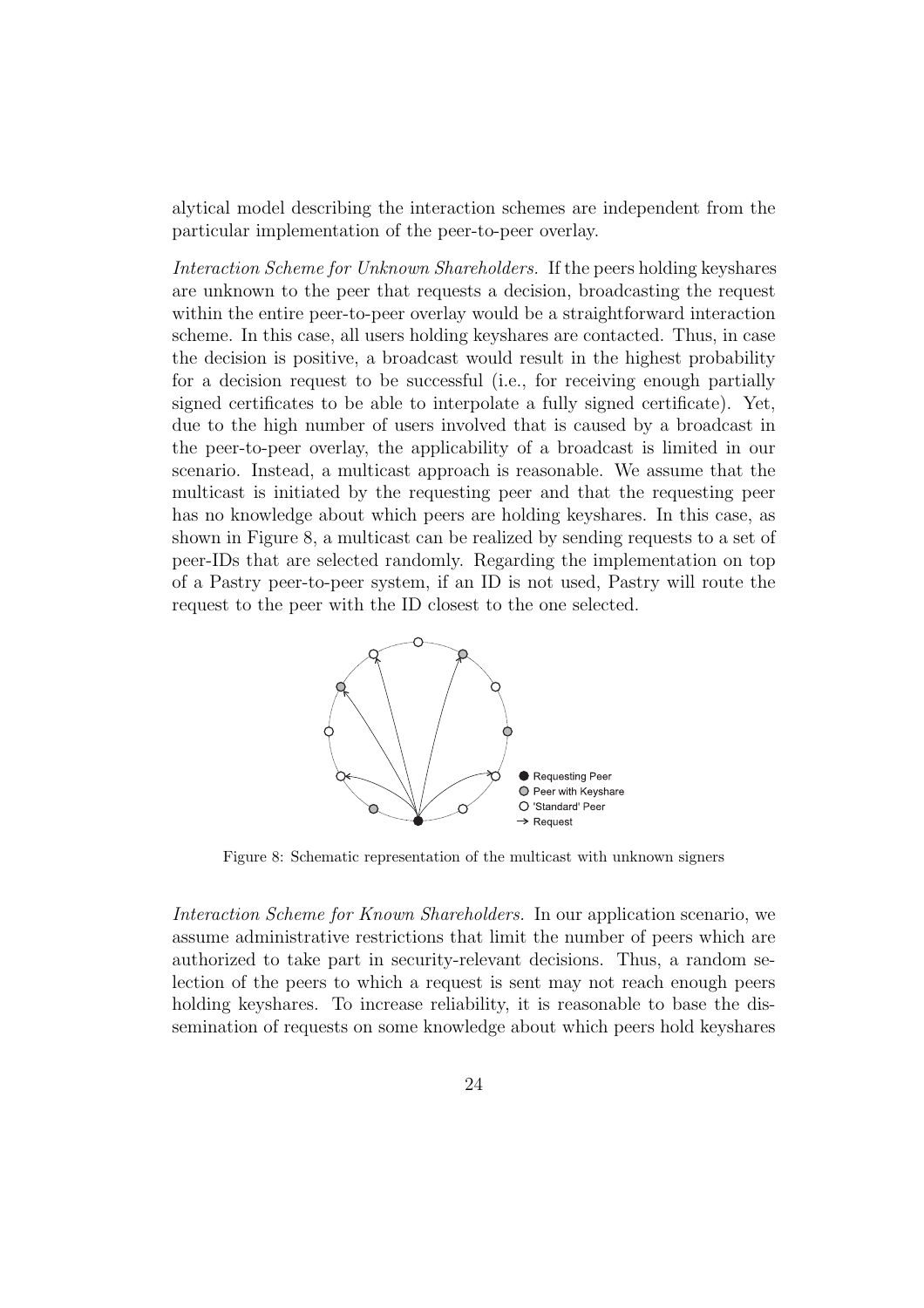alytical model describing the interaction schemes are independent from the particular implementation of the peer-to-peer overlay.

*Interaction Scheme for Unknown Shareholders.* If the peers holding keyshares are unknown to the peer that requests a decision, broadcasting the request within the entire peer-to-peer overlay would be a straightforward interaction scheme. In this case, all users holding keyshares are contacted. Thus, in case the decision is positive, a broadcast would result in the highest probability for a decision request to be successful (i.e., for receiving enough partially signed certificates to be able to interpolate a fully signed certificate). Yet, due to the high number of users involved that is caused by a broadcast in the peer-to-peer overlay, the applicability of a broadcast is limited in our scenario. Instead, a multicast approach is reasonable. We assume that the multicast is initiated by the requesting peer and that the requesting peer has no knowledge about which peers are holding keyshares. In this case, as shown in Figure 8, a multicast can be realized by sending requests to a set of peer-IDs that are selected randomly. Regarding the implementation on top of a Pastry peer-to-peer system, if an ID is not used, Pastry will route the request to the peer with the ID closest to the one selected.

Figure 8: Schematic representation of the multicast with unknown signers

*Interaction Scheme for Known Shareholders.* In our application scenario, we assume administrative restrictions that limit the number of peers which are authorized to take part in security-relevant decisions. Thus, a random selection of the peers to which a request is sent may not reach enough peers holding keyshares. To increase reliability, it is reasonable to base the dissemination of requests on some knowledge about which peers hold keyshares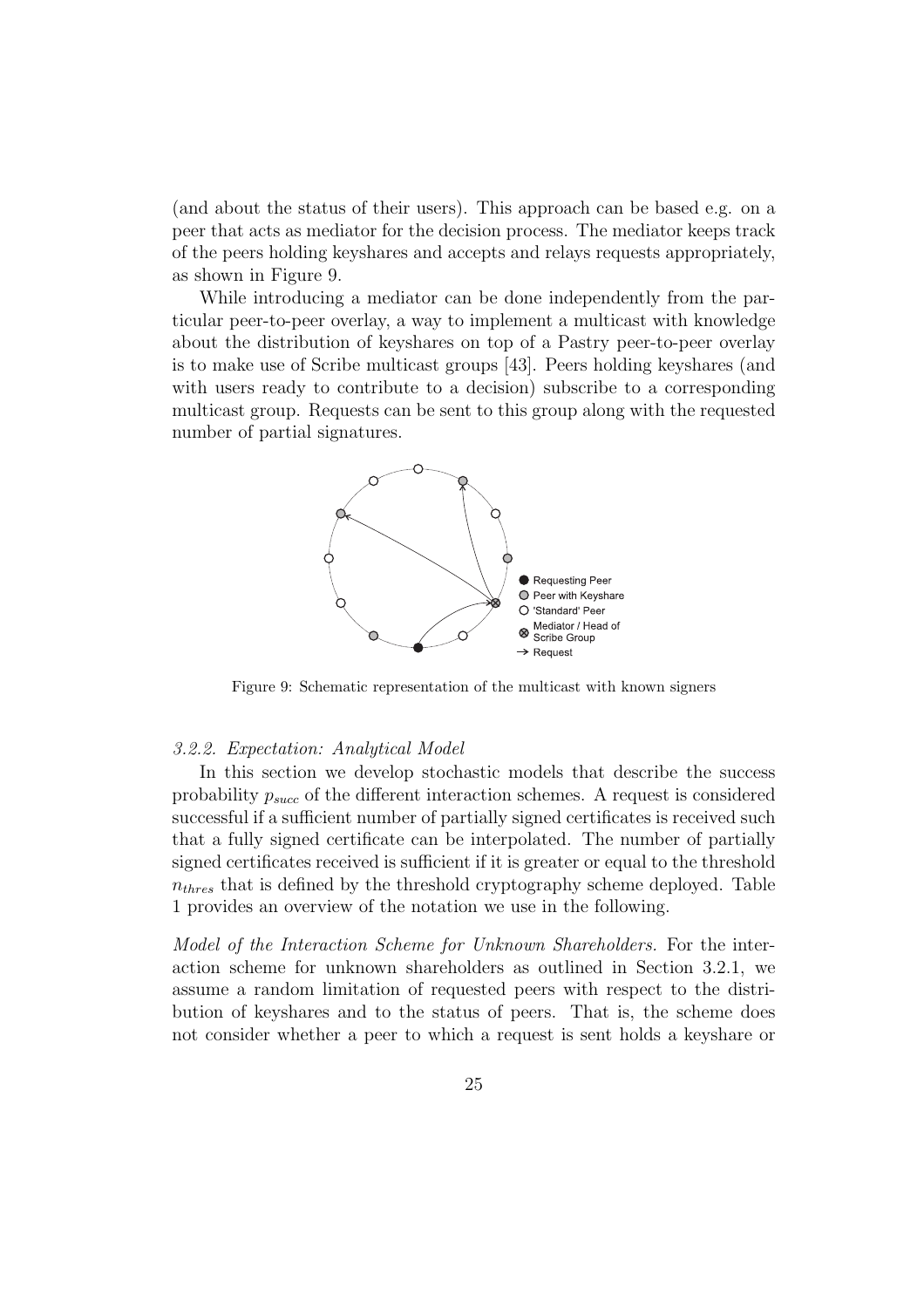(and about the status of their users). This approach can be based e.g. on a peer that acts as mediator for the decision process. The mediator keeps track of the peers holding keyshares and accepts and relays requests appropriately, as shown in Figure 9.

While introducing a mediator can be done independently from the particular peer-to-peer overlay, a way to implement a multicast with knowledge about the distribution of keyshares on top of a Pastry peer-to-peer overlay is to make use of Scribe multicast groups [43]. Peers holding keyshares (and with users ready to contribute to a decision) subscribe to a corresponding multicast group. Requests can be sent to this group along with the requested number of partial signatures.

Figure 9: Schematic representation of the multicast with known signers

### 3.2.2. Expectation: Analytical Model

In this section we develop stochastic models that describe the success probability $p_{succ}$ of the different interaction schemes. A request is considered successful if a sufficient number of partially signed certificates is received such that a fully signed certificate can be interpolated. The number of partially signed certificates received is sufficient if it is greater or equal to the threshold $n_{thres}$ that is defined by the threshold cryptography scheme deployed. Table 1 provides an overview of the notation we use in the following.

*Model of the Interaction Scheme for Unknown Shareholders.* For the interaction scheme for unknown shareholders as outlined in Section 3.2.1, we assume a random limitation of requested peers with respect to the distribution of keyshares and to the status of peers. That is, the scheme does not consider whether a peer to which a request is sent holds a keyshare or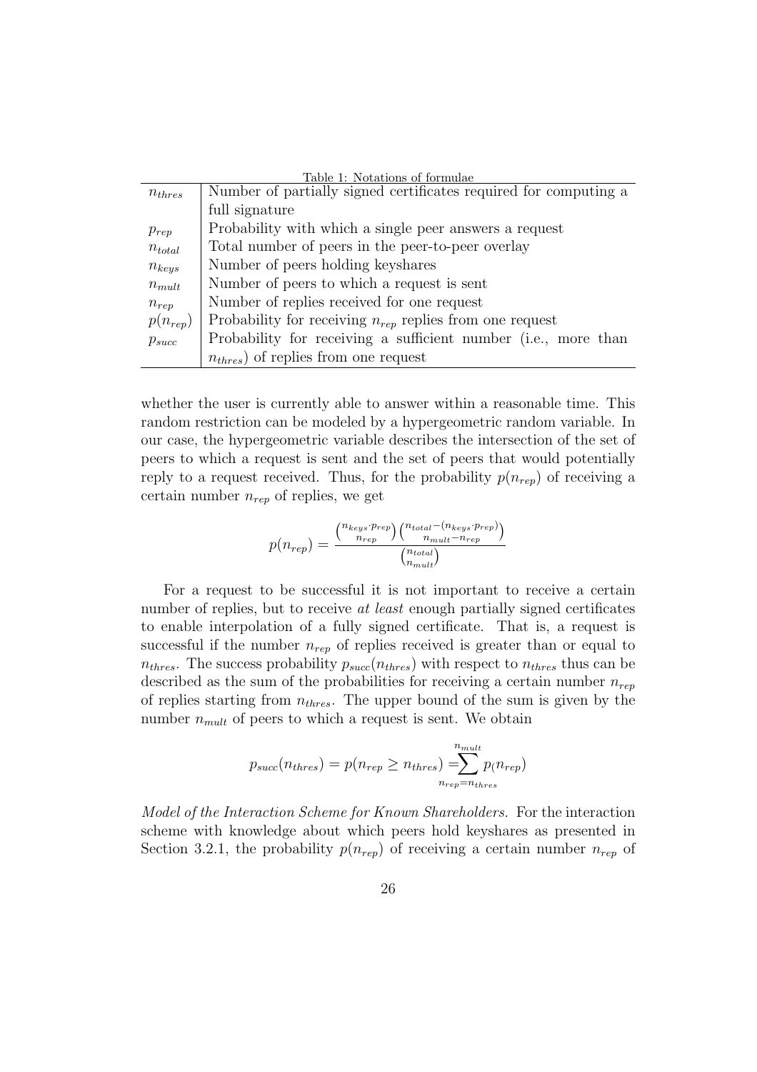Table 1: Notations of formulae

| | |
|---|---|
| $n_{thres}$ | Number of partially signed certificates required for computing a full signature |
| $p_{rep}$ | Probability with which a single peer answers a request |
| $n_{total}$ | Total number of peers in the peer-to-peer overlay |
| $n_{keys}$ | Number of peers holding keyshares |
| $n_{mult}$ | Number of peers to which a request is sent |
| $n_{rep}$ | Number of replies received for one request |
| $p(n_{rep})$ | Probability for receiving $n_{rep}$ replies from one request |
| $p_{succ}$ | Probability for receiving a sufficient number (i.e., more than $n_{thres}$) of replies from one request |

whether the user is currently able to answer within a reasonable time. This random restriction can be modeled by a hypergeometric random variable. In our case, the hypergeometric variable describes the intersection of the set of peers to which a request is sent and the set of peers that would potentially reply to a request received. Thus, for the probability $p(n_{rep})$ of receiving a certain number $n_{rep}$ of replies, we get

$$p(n_{rep}) = \frac{\binom{n_{keys} \cdot p_{rep}}{n_{rep}} \binom{n_{total} - (n_{keys} \cdot p_{rep})}{n_{mult} - n_{rep}}}{\binom{n_{total}}{n_{mult}}}$$

For a request to be successful it is not important to receive a certain number of replies, but to receive *at least* enough partially signed certificates to enable interpolation of a fully signed certificate. That is, a request is successful if the number $n_{rep}$ of replies received is greater than or equal to $n_{thres}$. The success probability $p_{succ}(n_{thres})$ with respect to $n_{thres}$ thus can be described as the sum of the probabilities for receiving a certain number $n_{rep}$ of replies starting from $n_{thres}$. The upper bound of the sum is given by the number $n_{mult}$ of peers to which a request is sent. We obtain

$$p_{succ}(n_{thres}) = p(n_{rep} \geq n_{thres}) = \sum_{n_{rep}=n_{thres}}^{n_{mult}} p(n_{rep})$$

*Model of the Interaction Scheme for Known Shareholders.* For the interaction scheme with knowledge about which peers hold keyshares as presented in Section 3.2.1, the probability $p(n_{rep})$ of receiving a certain number $n_{rep}$ of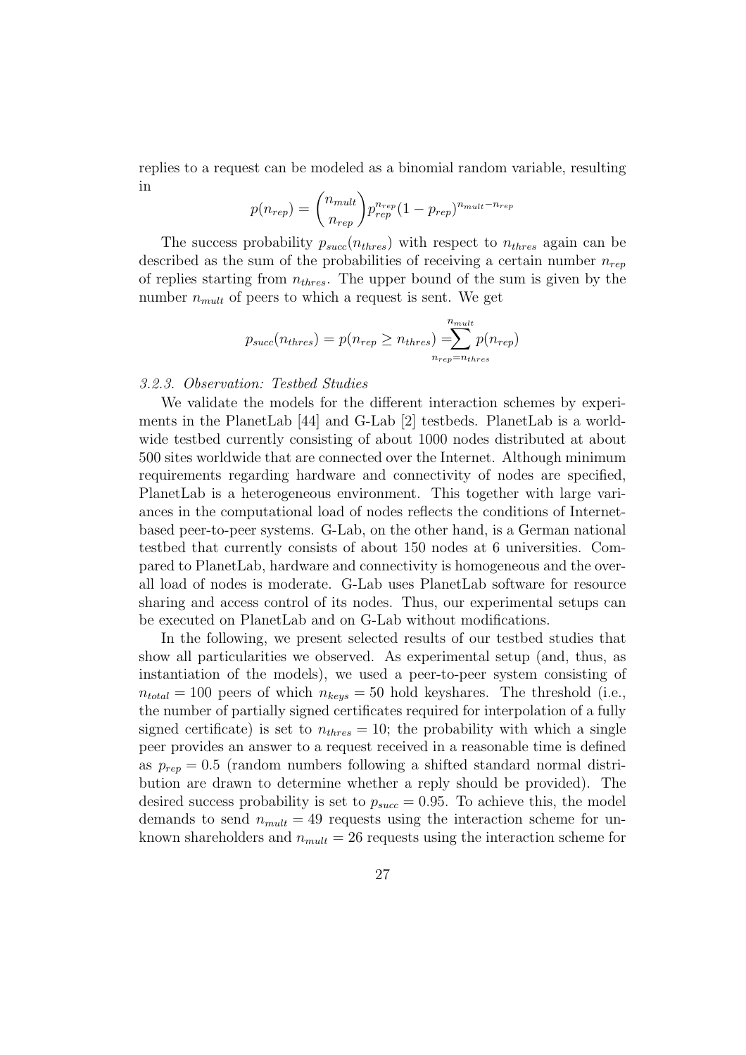replies to a request can be modeled as a binomial random variable, resulting in

$$p(n_{rep}) = \binom{n_{mult}}{n_{rep}} p_{rep}^{n_{rep}} (1 - p_{rep})^{n_{mult} - n_{rep}}$$

The success probability $p_{succ}(n_{thres})$ with respect to $n_{thres}$ again can be described as the sum of the probabilities of receiving a certain number $n_{rep}$ of replies starting from $n_{thres}$. The upper bound of the sum is given by the number $n_{mult}$ of peers to which a request is sent. We get

$$p_{succ}(n_{thres}) = p(n_{rep} \geq n_{thres}) = \sum_{n_{rep}=n_{thres}}^{n_{mult}} p(n_{rep})$$

### *3.2.3. Observation: Testbed Studies*

We validate the models for the different interaction schemes by experiments in the PlanetLab [44] and G-Lab [2] testbeds. PlanetLab is a worldwide testbed currently consisting of about 1000 nodes distributed at about 500 sites worldwide that are connected over the Internet. Although minimum requirements regarding hardware and connectivity of nodes are specified, PlanetLab is a heterogeneous environment. This together with large variances in the computational load of nodes reflects the conditions of Internet-based peer-to-peer systems. G-Lab, on the other hand, is a German national testbed that currently consists of about 150 nodes at 6 universities. Compared to PlanetLab, hardware and connectivity is homogeneous and the overall load of nodes is moderate. G-Lab uses PlanetLab software for resource sharing and access control of its nodes. Thus, our experimental setups can be executed on PlanetLab and on G-Lab without modifications.

In the following, we present selected results of our testbed studies that show all particularities we observed. As experimental setup (and, thus, as instantiation of the models), we used a peer-to-peer system consisting of $n_{total} = 100$ peers of which $n_{keys} = 50$ hold keyshares. The threshold (i.e., the number of partially signed certificates required for interpolation of a fully signed certificate) is set to $n_{thres} = 10$; the probability with which a single peer provides an answer to a request received in a reasonable time is defined as $p_{rep} = 0.5$ (random numbers following a shifted standard normal distribution are drawn to determine whether a reply should be provided). The desired success probability is set to $p_{succ} = 0.95$. To achieve this, the model demands to send $n_{mult} = 49$ requests using the interaction scheme for unknown shareholders and $n_{mult} = 26$ requests using the interaction scheme for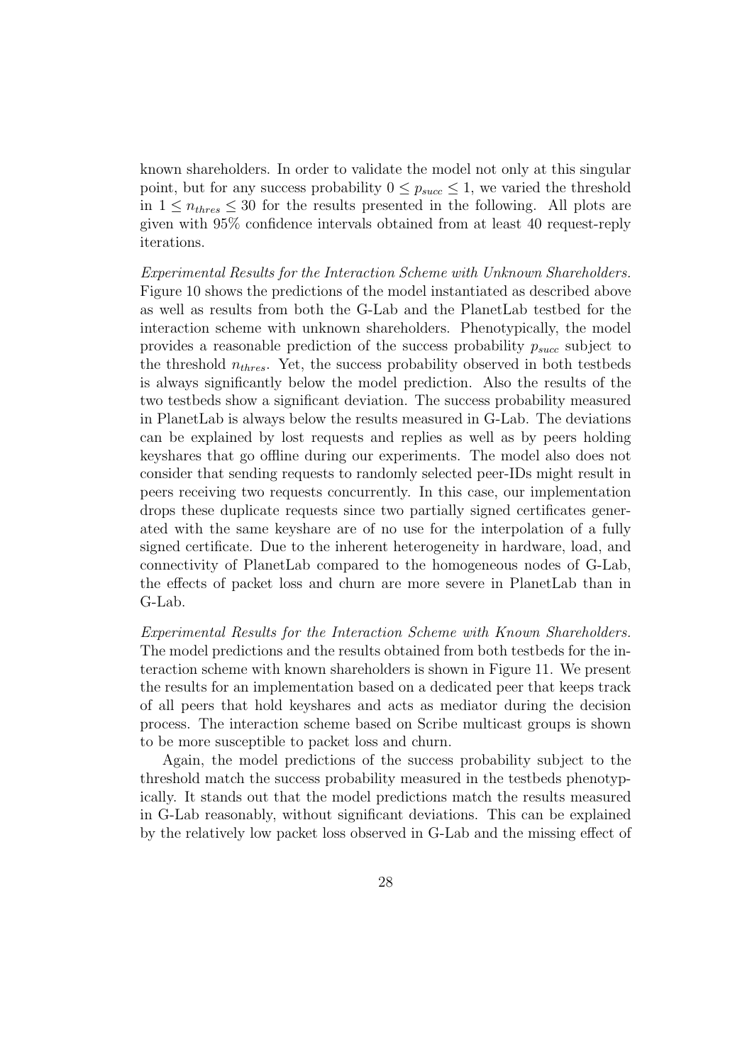known shareholders. In order to validate the model not only at this singular point, but for any success probability $0 \leq p_{succ} \leq 1$, we varied the threshold in $1 \leq n_{thres} \leq 30$ for the results presented in the following. All plots are given with 95% confidence intervals obtained from at least 40 request-reply iterations.

*Experimental Results for the Interaction Scheme with Unknown Shareholders.* Figure 10 shows the predictions of the model instantiated as described above as well as results from both the G-Lab and the PlanetLab testbed for the interaction scheme with unknown shareholders. Phenotypically, the model provides a reasonable prediction of the success probability $p_{succ}$ subject to the threshold $n_{thres}$. Yet, the success probability observed in both testbeds is always significantly below the model prediction. Also the results of the two testbeds show a significant deviation. The success probability measured in PlanetLab is always below the results measured in G-Lab. The deviations can be explained by lost requests and replies as well as by peers holding keyshares that go offline during our experiments. The model also does not consider that sending requests to randomly selected peer-IDs might result in peers receiving two requests concurrently. In this case, our implementation drops these duplicate requests since two partially signed certificates generated with the same keyshare are of no use for the interpolation of a fully signed certificate. Due to the inherent heterogeneity in hardware, load, and connectivity of PlanetLab compared to the homogeneous nodes of G-Lab, the effects of packet loss and churn are more severe in PlanetLab than in G-Lab.

*Experimental Results for the Interaction Scheme with Known Shareholders.* The model predictions and the results obtained from both testbeds for the interaction scheme with known shareholders is shown in Figure 11. We present the results for an implementation based on a dedicated peer that keeps track of all peers that hold keyshares and acts as mediator during the decision process. The interaction scheme based on Scribe multicast groups is shown to be more susceptible to packet loss and churn.

Again, the model predictions of the success probability subject to the threshold match the success probability measured in the testbeds phenotypically. It stands out that the model predictions match the results measured in G-Lab reasonably, without significant deviations. This can be explained by the relatively low packet loss observed in G-Lab and the missing effect of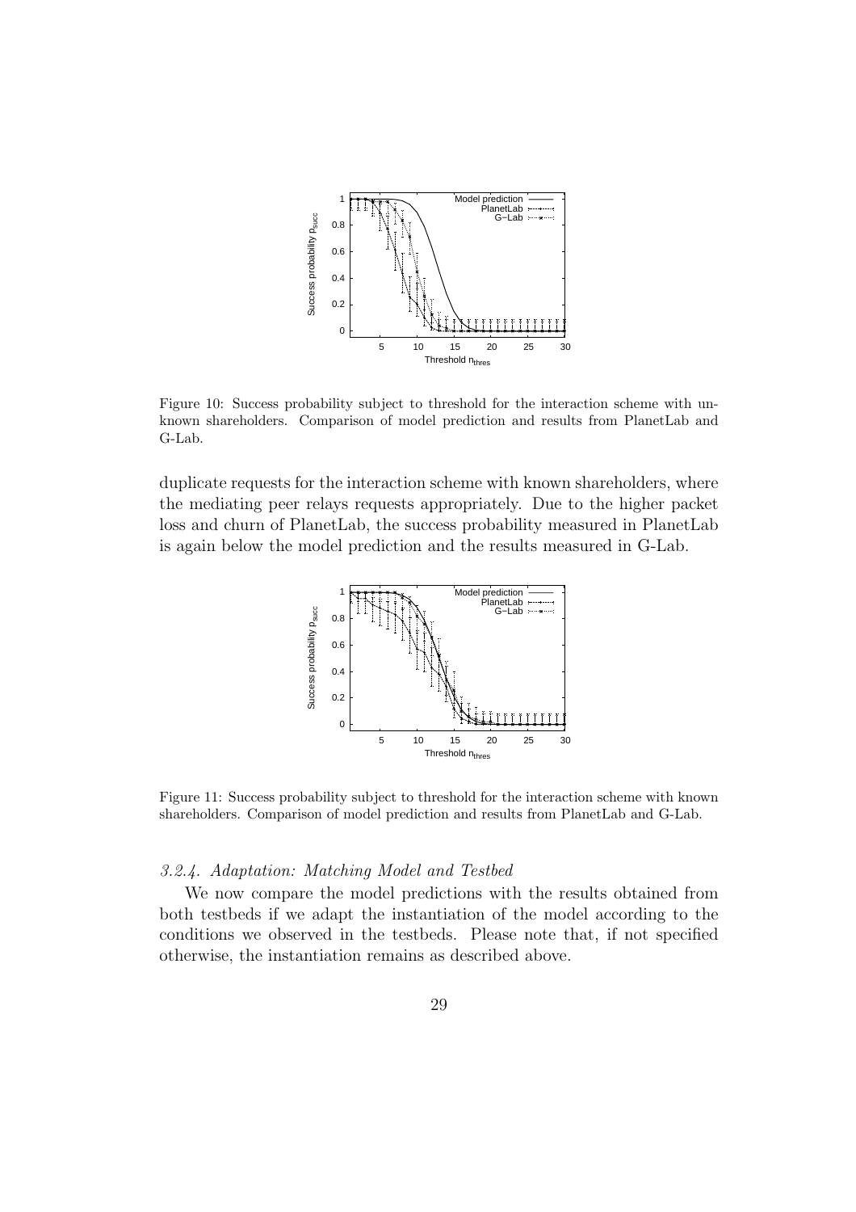Figure 10: Success probability subject to threshold for the interaction scheme with unknown shareholders. Comparison of model prediction and results from PlanetLab and G-Lab.

duplicate requests for the interaction scheme with known shareholders, where the mediating peer relays requests appropriately. Due to the higher packet loss and churn of PlanetLab, the success probability measured in PlanetLab is again below the model prediction and the results measured in G-Lab.

Figure 11: Success probability subject to threshold for the interaction scheme with known shareholders. Comparison of model prediction and results from PlanetLab and G-Lab.

### *3.2.4. Adaptation: Matching Model and Testbed*

We now compare the model predictions with the results obtained from both testbeds if we adapt the instantiation of the model according to the conditions we observed in the testbeds. Please note that, if not specified otherwise, the instantiation remains as described above.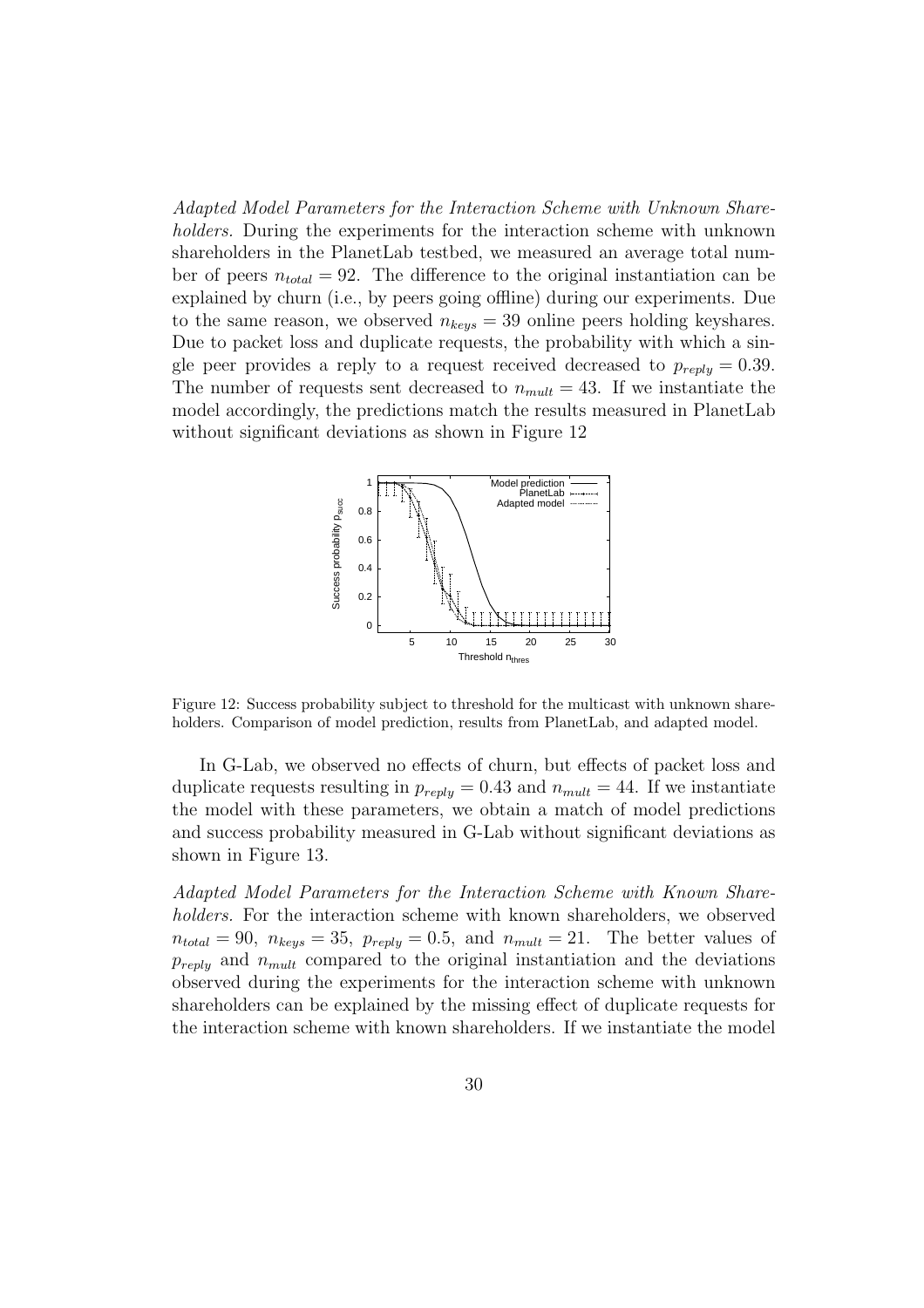*Adapted Model Parameters for the Interaction Scheme with Unknown Shareholders.* During the experiments for the interaction scheme with unknown shareholders in the PlanetLab testbed, we measured an average total number of peers $n_{total} = 92$. The difference to the original instantiation can be explained by churn (i.e., by peers going offline) during our experiments. Due to the same reason, we observed $n_{keys} = 39$ online peers holding keyshares. Due to packet loss and duplicate requests, the probability with which a single peer provides a reply to a request received decreased to $p_{reply} = 0.39$. The number of requests sent decreased to $n_{mult} = 43$. If we instantiate the model accordingly, the predictions match the results measured in PlanetLab without significant deviations as shown in Figure 12

Figure 12: Success probability subject to threshold for the multicast with unknown shareholders. Comparison of model prediction, results from PlanetLab, and adapted model.

In G-Lab, we observed no effects of churn, but effects of packet loss and duplicate requests resulting in $p_{reply} = 0.43$ and $n_{mult} = 44$. If we instantiate the model with these parameters, we obtain a match of model predictions and success probability measured in G-Lab without significant deviations as shown in Figure 13.

*Adapted Model Parameters for the Interaction Scheme with Known Shareholders.* For the interaction scheme with known shareholders, we observed $n_{total} = 90$, $n_{keys} = 35$, $p_{reply} = 0.5$, and $n_{mult} = 21$. The better values of $p_{reply}$ and $n_{mult}$ compared to the original instantiation and the deviations observed during the experiments for the interaction scheme with unknown shareholders can be explained by the missing effect of duplicate requests for the interaction scheme with known shareholders. If we instantiate the model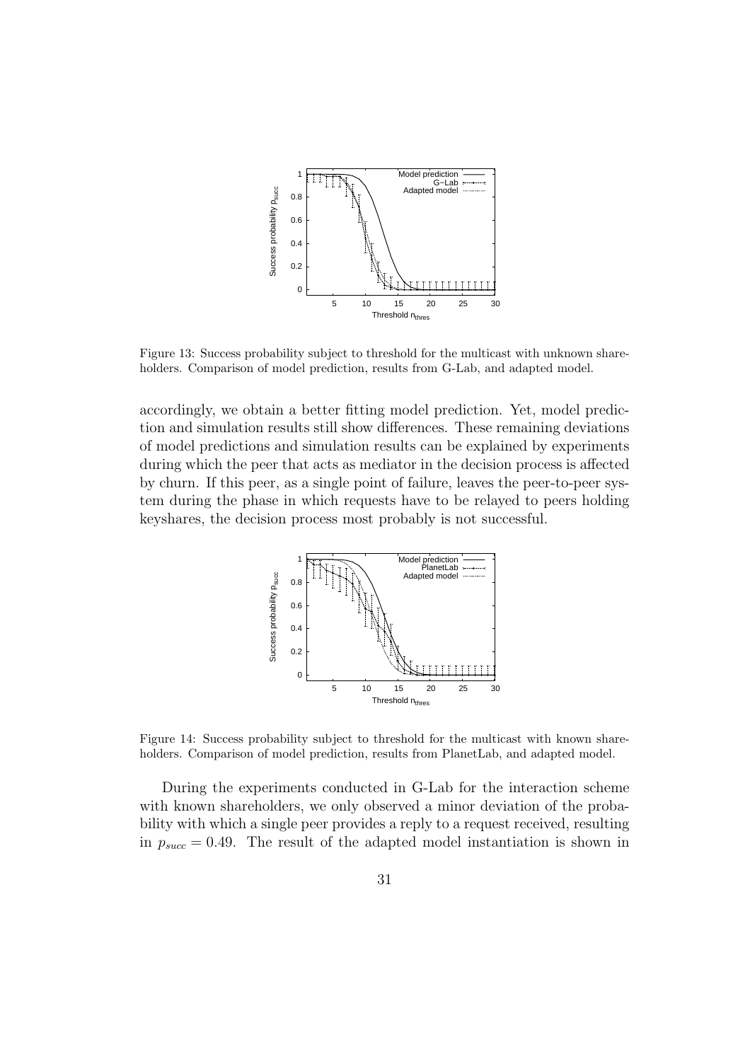Figure 13: Success probability subject to threshold for the multicast with unknown shareholders. Comparison of model prediction, results from G-Lab, and adapted model.

accordingly, we obtain a better fitting model prediction. Yet, model prediction and simulation results still show differences. These remaining deviations of model predictions and simulation results can be explained by experiments during which the peer that acts as mediator in the decision process is affected by churn. If this peer, as a single point of failure, leaves the peer-to-peer system during the phase in which requests have to be relayed to peers holding keyshares, the decision process most probably is not successful.

Figure 14: Success probability subject to threshold for the multicast with known shareholders. Comparison of model prediction, results from PlanetLab, and adapted model.

During the experiments conducted in G-Lab for the interaction scheme with known shareholders, we only observed a minor deviation of the probability with which a single peer provides a reply to a request received, resulting in $p_{succ} = 0.49$. The result of the adapted model instantiation is shown in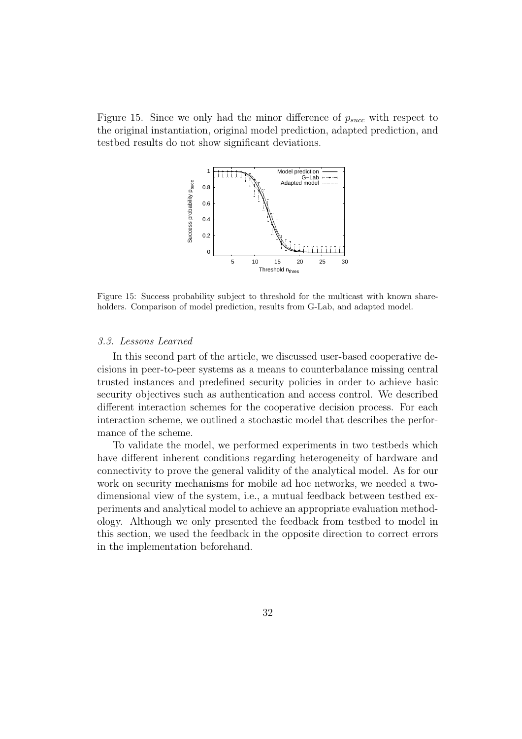Figure 15. Since we only had the minor difference of $p_{succ}$ with respect to the original instantiation, original model prediction, adapted prediction, and testbed results do not show significant deviations.

Figure 15: Success probability subject to threshold for the multicast with known shareholders. Comparison of model prediction, results from G-Lab, and adapted model.

### *3.3. Lessons Learned*

In this second part of the article, we discussed user-based cooperative decisions in peer-to-peer systems as a means to counterbalance missing central trusted instances and predefined security policies in order to achieve basic security objectives such as authentication and access control. We described different interaction schemes for the cooperative decision process. For each interaction scheme, we outlined a stochastic model that describes the performance of the scheme.

To validate the model, we performed experiments in two testbeds which have different inherent conditions regarding heterogeneity of hardware and connectivity to prove the general validity of the analytical model. As for our work on security mechanisms for mobile ad hoc networks, we needed a two-dimensional view of the system, i.e., a mutual feedback between testbed experiments and analytical model to achieve an appropriate evaluation methodology. Although we only presented the feedback from testbed to model in this section, we used the feedback in the opposite direction to correct errors in the implementation beforehand.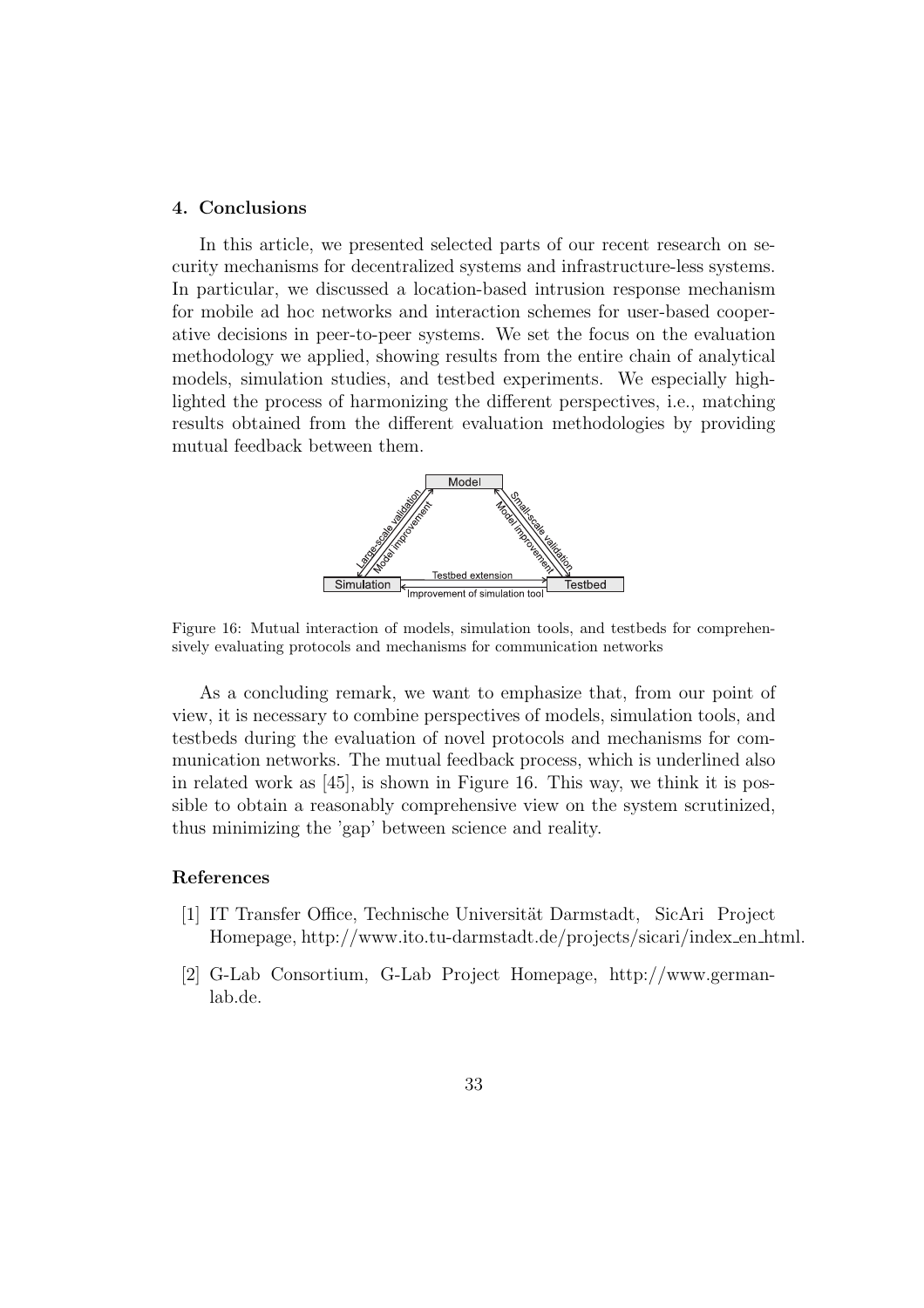## 4. Conclusions

In this article, we presented selected parts of our recent research on security mechanisms for decentralized systems and infrastructure-less systems. In particular, we discussed a location-based intrusion response mechanism for mobile ad hoc networks and interaction schemes for user-based cooperative decisions in peer-to-peer systems. We set the focus on the evaluation methodology we applied, showing results from the entire chain of analytical models, simulation studies, and testbed experiments. We especially highlighted the process of harmonizing the different perspectives, i.e., matching results obtained from the different evaluation methodologies by providing mutual feedback between them.

Figure 16: Mutual interaction of models, simulation tools, and testbeds for comprehensively evaluating protocols and mechanisms for communication networks

As a concluding remark, we want to emphasize that, from our point of view, it is necessary to combine perspectives of models, simulation tools, and testbeds during the evaluation of novel protocols and mechanisms for communication networks. The mutual feedback process, which is underlined also in related work as [45], is shown in Figure 16. This way, we think it is possible to obtain a reasonably comprehensive view on the system scrutinized, thus minimizing the 'gap' between science and reality.

## References

[1] IT Transfer Office, Technische Universität Darmstadt, SicAri Project Homepage, http://www.ito.tu-darmstadt.de/projects/sicari/index_en_html.

[2] G-Lab Consortium, G-Lab Project Homepage, http://www.german-lab.de.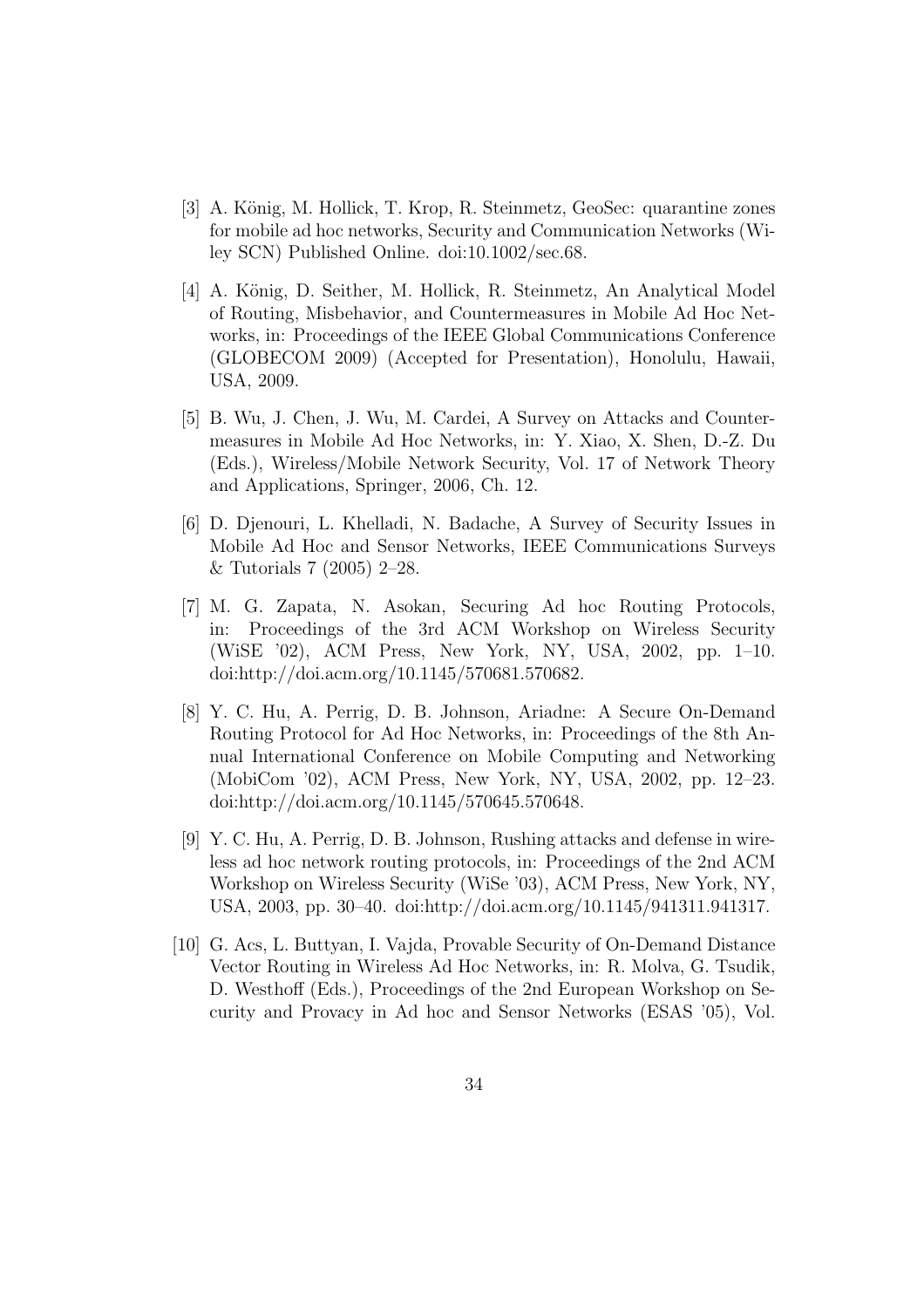[3] A. König, M. Hollick, T. Krop, R. Steinmetz, GeoSec: quarantine zones for mobile ad hoc networks, Security and Communication Networks (Wiley SCN) Published Online. doi:10.1002/sec.68.

[4] A. König, D. Seither, M. Hollick, R. Steinmetz, An Analytical Model of Routing, Misbehavior, and Countermeasures in Mobile Ad Hoc Networks, in: Proceedings of the IEEE Global Communications Conference (GLOBECOM 2009) (Accepted for Presentation), Honolulu, Hawaii, USA, 2009.

[5] B. Wu, J. Chen, J. Wu, M. Cardei, A Survey on Attacks and Countermeasures in Mobile Ad Hoc Networks, in: Y. Xiao, X. Shen, D.-Z. Du (Eds.), Wireless/Mobile Network Security, Vol. 17 of Network Theory and Applications, Springer, 2006, Ch. 12.

[6] D. Djenouri, L. Khelladi, N. Badache, A Survey of Security Issues in Mobile Ad Hoc and Sensor Networks, IEEE Communications Surveys & Tutorials 7 (2005) 2–28.

[7] M. G. Zapata, N. Asokan, Securing Ad hoc Routing Protocols, in: Proceedings of the 3rd ACM Workshop on Wireless Security (WiSE '02), ACM Press, New York, NY, USA, 2002, pp. 1–10. doi:http://doi.acm.org/10.1145/570681.570682.

[8] Y. C. Hu, A. Perrig, D. B. Johnson, Ariadne: A Secure On-Demand Routing Protocol for Ad Hoc Networks, in: Proceedings of the 8th Annual International Conference on Mobile Computing and Networking (MobiCom '02), ACM Press, New York, NY, USA, 2002, pp. 12–23. doi:http://doi.acm.org/10.1145/570645.570648.

[9] Y. C. Hu, A. Perrig, D. B. Johnson, Rushing attacks and defense in wireless ad hoc network routing protocols, in: Proceedings of the 2nd ACM Workshop on Wireless Security (WiSe '03), ACM Press, New York, NY, USA, 2003, pp. 30–40. doi:http://doi.acm.org/10.1145/941311.941317.

[10] G. Acs, L. Buttyan, I. Vajda, Provable Security of On-Demand Distance Vector Routing in Wireless Ad Hoc Networks, in: R. Molva, G. Tsudik, D. Westhoff (Eds.), Proceedings of the 2nd European Workshop on Security and Provacy in Ad hoc and Sensor Networks (ESAS '05), Vol.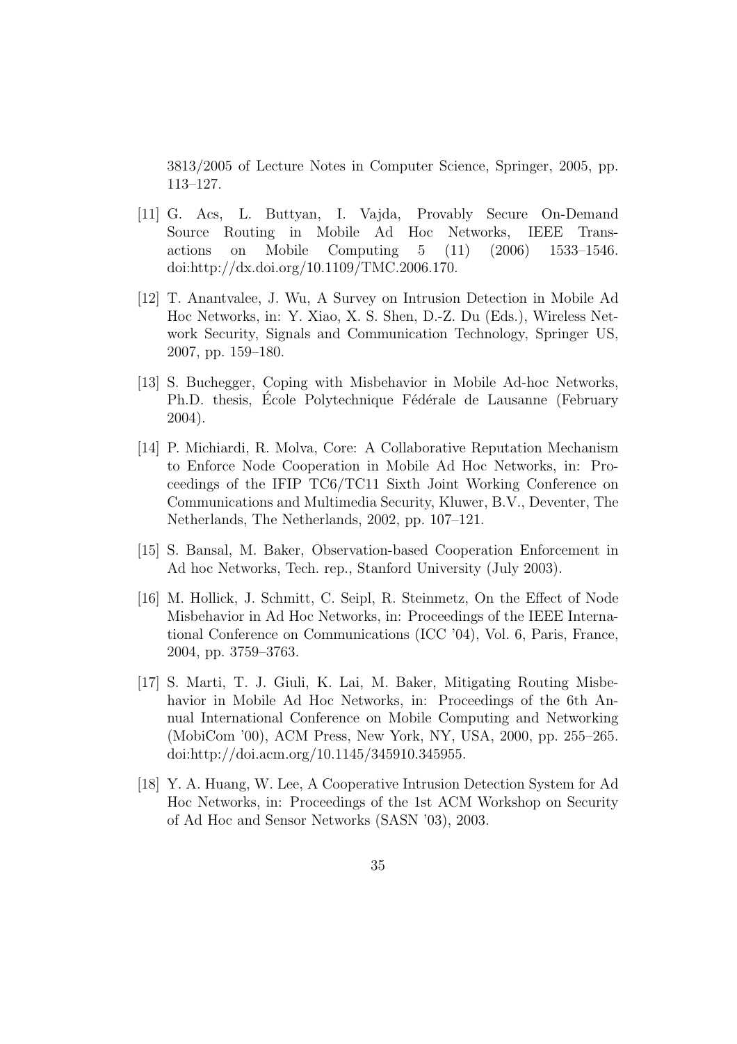3813/2005 of Lecture Notes in Computer Science, Springer, 2005, pp. 113–127.

[11] G. Acs, L. Buttyan, I. Vajda, Provably Secure On-Demand Source Routing in Mobile Ad Hoc Networks, IEEE Transactions on Mobile Computing 5 (11) (2006) 1533–1546. doi:http://dx.doi.org/10.1109/TMC.2006.170.

[12] T. Anantvalee, J. Wu, A Survey on Intrusion Detection in Mobile Ad Hoc Networks, in: Y. Xiao, X. S. Shen, D.-Z. Du (Eds.), Wireless Network Security, Signals and Communication Technology, Springer US, 2007, pp. 159–180.

[13] S. Buchegger, Coping with Misbehavior in Mobile Ad-hoc Networks, Ph.D. thesis, École Polytechnique Fédérale de Lausanne (February 2004).

[14] P. Michiardi, R. Molva, Core: A Collaborative Reputation Mechanism to Enforce Node Cooperation in Mobile Ad Hoc Networks, in: Proceedings of the IFIP TC6/TC11 Sixth Joint Working Conference on Communications and Multimedia Security, Kluwer, B.V., Deventer, The Netherlands, The Netherlands, 2002, pp. 107–121.

[15] S. Bansal, M. Baker, Observation-based Cooperation Enforcement in Ad hoc Networks, Tech. rep., Stanford University (July 2003).

[16] M. Hollick, J. Schmitt, C. Seipl, R. Steinmetz, On the Effect of Node Misbehavior in Ad Hoc Networks, in: Proceedings of the IEEE International Conference on Communications (ICC '04), Vol. 6, Paris, France, 2004, pp. 3759–3763.

[17] S. Marti, T. J. Giuli, K. Lai, M. Baker, Mitigating Routing Misbehavior in Mobile Ad Hoc Networks, in: Proceedings of the 6th Annual International Conference on Mobile Computing and Networking (MobiCom '00), ACM Press, New York, NY, USA, 2000, pp. 255–265. doi:http://doi.acm.org/10.1145/345910.345955.

[18] Y. A. Huang, W. Lee, A Cooperative Intrusion Detection System for Ad Hoc Networks, in: Proceedings of the 1st ACM Workshop on Security of Ad Hoc and Sensor Networks (SASN '03), 2003.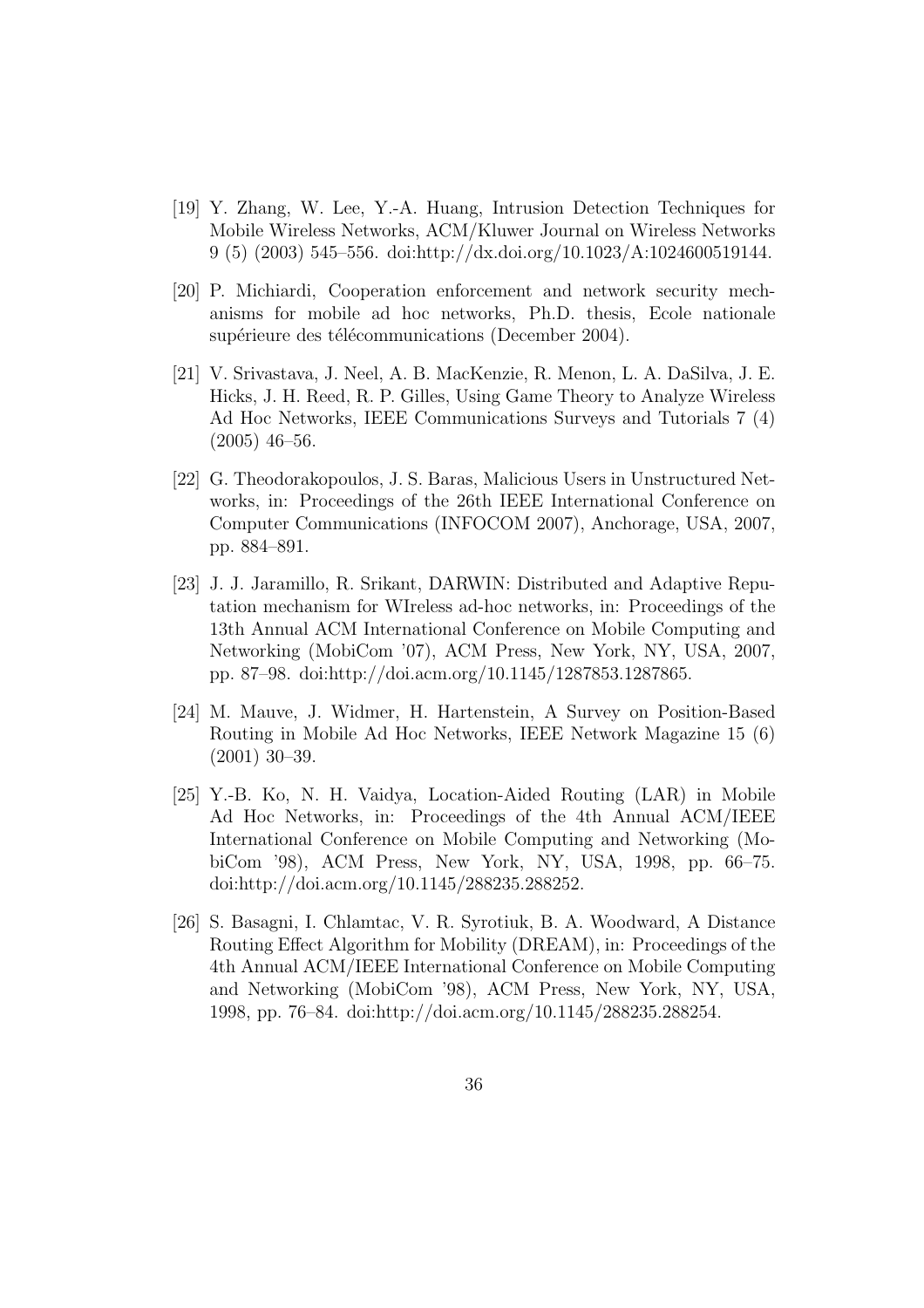[19] Y. Zhang, W. Lee, Y.-A. Huang, Intrusion Detection Techniques for Mobile Wireless Networks, ACM/Kluwer Journal on Wireless Networks 9 (5) (2003) 545–556. doi:http://dx.doi.org/10.1023/A:1024600519144.

[20] P. Michiardi, Cooperation enforcement and network security mechanisms for mobile ad hoc networks, Ph.D. thesis, Ecole nationale supérieure des télécommunications (December 2004).

[21] V. Srivastava, J. Neel, A. B. MacKenzie, R. Menon, L. A. DaSilva, J. E. Hicks, J. H. Reed, R. P. Gilles, Using Game Theory to Analyze Wireless Ad Hoc Networks, IEEE Communications Surveys and Tutorials 7 (4) (2005) 46–56.

[22] G. Theodorakopoulos, J. S. Baras, Malicious Users in Unstructured Networks, in: Proceedings of the 26th IEEE International Conference on Computer Communications (INFOCOM 2007), Anchorage, USA, 2007, pp. 884–891.

[23] J. J. Jaramillo, R. Srikant, DARWIN: Distributed and Adaptive Reputation mechanism for WIreless ad-hoc networks, in: Proceedings of the 13th Annual ACM International Conference on Mobile Computing and Networking (MobiCom '07), ACM Press, New York, NY, USA, 2007, pp. 87–98. doi:http://doi.acm.org/10.1145/1287853.1287865.

[24] M. Mauve, J. Widmer, H. Hartenstein, A Survey on Position-Based Routing in Mobile Ad Hoc Networks, IEEE Network Magazine 15 (6) (2001) 30–39.

[25] Y.-B. Ko, N. H. Vaidya, Location-Aided Routing (LAR) in Mobile Ad Hoc Networks, in: Proceedings of the 4th Annual ACM/IEEE International Conference on Mobile Computing and Networking (MobiCom '98), ACM Press, New York, NY, USA, 1998, pp. 66–75. doi:http://doi.acm.org/10.1145/288235.288252.

[26] S. Basagni, I. Chlamtac, V. R. Syrotiuk, B. A. Woodward, A Distance Routing Effect Algorithm for Mobility (DREAM), in: Proceedings of the 4th Annual ACM/IEEE International Conference on Mobile Computing and Networking (MobiCom '98), ACM Press, New York, NY, USA, 1998, pp. 76–84. doi:http://doi.acm.org/10.1145/288235.288254.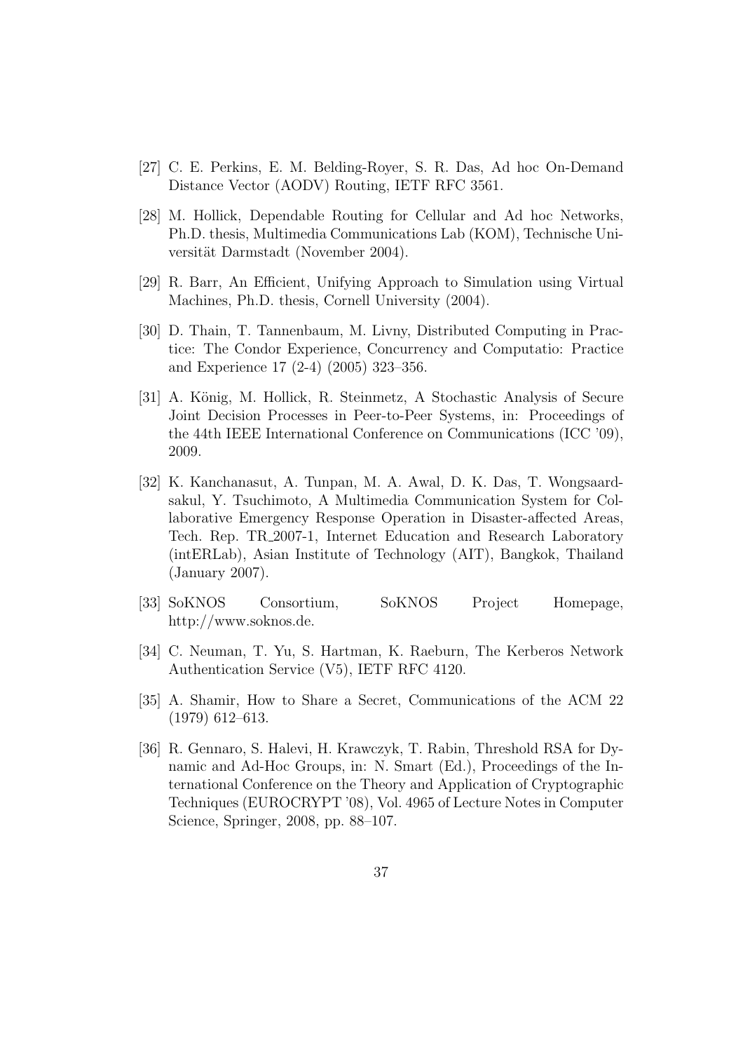[27] C. E. Perkins, E. M. Belding-Royer, S. R. Das, Ad hoc On-Demand Distance Vector (AODV) Routing, IETF RFC 3561.

[28] M. Hollick, Dependable Routing for Cellular and Ad hoc Networks, Ph.D. thesis, Multimedia Communications Lab (KOM), Technische Universität Darmstadt (November 2004).

[29] R. Barr, An Efficient, Unifying Approach to Simulation using Virtual Machines, Ph.D. thesis, Cornell University (2004).

[30] D. Thain, T. Tannenbaum, M. Livny, Distributed Computing in Practice: The Condor Experience, Concurrency and Computatio: Practice and Experience 17 (2-4) (2005) 323–356.

[31] A. König, M. Hollick, R. Steinmetz, A Stochastic Analysis of Secure Joint Decision Processes in Peer-to-Peer Systems, in: Proceedings of the 44th IEEE International Conference on Communications (ICC '09), 2009.

[32] K. Kanchanasut, A. Tunpan, M. A. Awal, D. K. Das, T. Wongsaardsakul, Y. Tsuchimoto, A Multimedia Communication System for Collaborative Emergency Response Operation in Disaster-affected Areas, Tech. Rep. TR_2007-1, Internet Education and Research Laboratory (intERLab), Asian Institute of Technology (AIT), Bangkok, Thailand (January 2007).

[33] SoKNOS Consortium, SoKNOS Project Homepage, http://www.soknos.de.

[34] C. Neuman, T. Yu, S. Hartman, K. Raeburn, The Kerberos Network Authentication Service (V5), IETF RFC 4120.

[35] A. Shamir, How to Share a Secret, Communications of the ACM 22 (1979) 612–613.

[36] R. Gennaro, S. Halevi, H. Krawczyk, T. Rabin, Threshold RSA for Dynamic and Ad-Hoc Groups, in: N. Smart (Ed.), Proceedings of the International Conference on the Theory and Application of Cryptographic Techniques (EUROCRYPT '08), Vol. 4965 of Lecture Notes in Computer Science, Springer, 2008, pp. 88–107.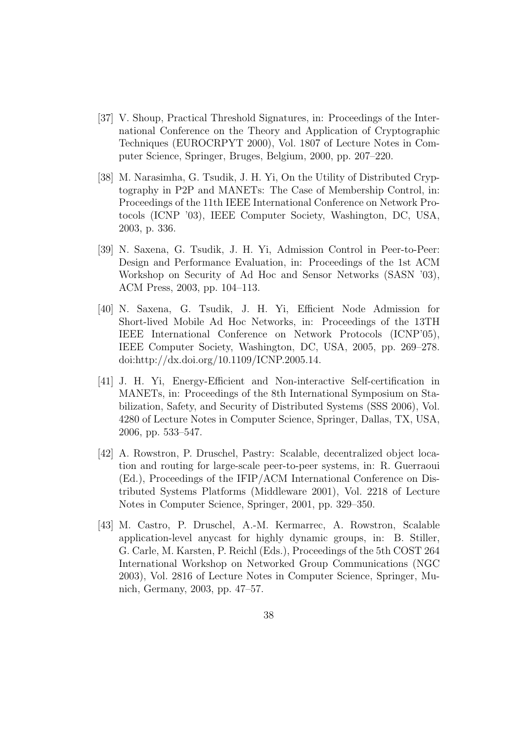[37] V. Shoup, Practical Threshold Signatures, in: Proceedings of the International Conference on the Theory and Application of Cryptographic Techniques (EUROCRPYT 2000), Vol. 1807 of Lecture Notes in Computer Science, Springer, Bruges, Belgium, 2000, pp. 207–220.

[38] M. Narasimha, G. Tsudik, J. H. Yi, On the Utility of Distributed Cryptography in P2P and MANETs: The Case of Membership Control, in: Proceedings of the 11th IEEE International Conference on Network Protocols (ICNP '03), IEEE Computer Society, Washington, DC, USA, 2003, p. 336.

[39] N. Saxena, G. Tsudik, J. H. Yi, Admission Control in Peer-to-Peer: Design and Performance Evaluation, in: Proceedings of the 1st ACM Workshop on Security of Ad Hoc and Sensor Networks (SASN '03), ACM Press, 2003, pp. 104–113.

[40] N. Saxena, G. Tsudik, J. H. Yi, Efficient Node Admission for Short-lived Mobile Ad Hoc Networks, in: Proceedings of the 13TH IEEE International Conference on Network Protocols (ICNP'05), IEEE Computer Society, Washington, DC, USA, 2005, pp. 269–278. doi:http://dx.doi.org/10.1109/ICNP.2005.14.

[41] J. H. Yi, Energy-Efficient and Non-interactive Self-certification in MANETs, in: Proceedings of the 8th International Symposium on Stabilization, Safety, and Security of Distributed Systems (SSS 2006), Vol. 4280 of Lecture Notes in Computer Science, Springer, Dallas, TX, USA, 2006, pp. 533–547.

[42] A. Rowstron, P. Druschel, Pastry: Scalable, decentralized object location and routing for large-scale peer-to-peer systems, in: R. Guerraoui (Ed.), Proceedings of the IFIP/ACM International Conference on Distributed Systems Platforms (Middleware 2001), Vol. 2218 of Lecture Notes in Computer Science, Springer, 2001, pp. 329–350.

[43] M. Castro, P. Druschel, A.-M. Kermarrec, A. Rowstron, Scalable application-level anycast for highly dynamic groups, in: B. Stiller, G. Carle, M. Karsten, P. Reichl (Eds.), Proceedings of the 5th COST 264 International Workshop on Networked Group Communications (NGC 2003), Vol. 2816 of Lecture Notes in Computer Science, Springer, Munich, Germany, 2003, pp. 47–57.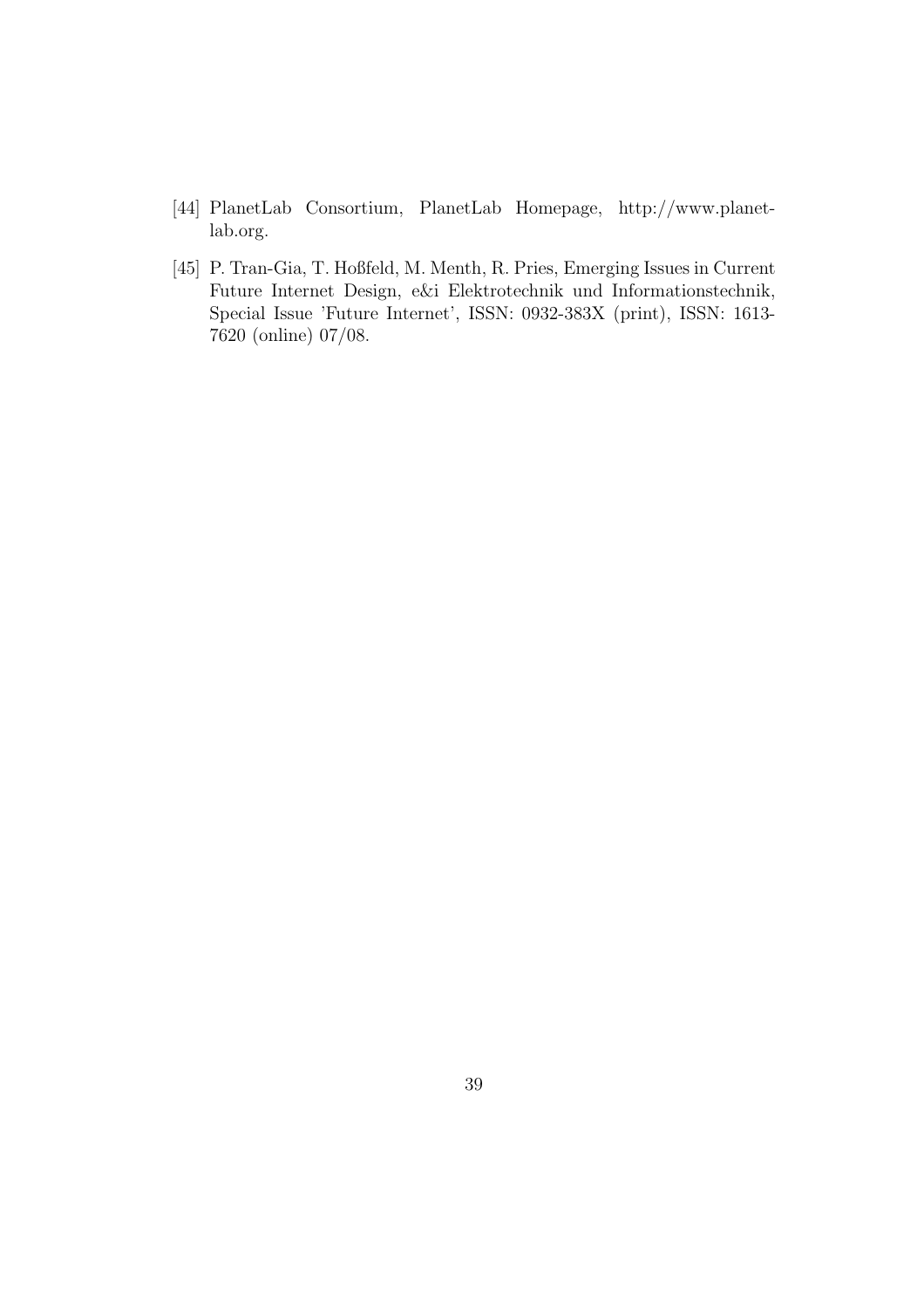[44] PlanetLab Consortium, PlanetLab Homepage, http://www.planet-lab.org.

[45] P. Tran-Gia, T. Hoßfeld, M. Menth, R. Pries, Emerging Issues in Current Future Internet Design, e&i Elektrotechnik und Informationstechnik, Special Issue 'Future Internet', ISSN: 0932-383X (print), ISSN: 1613-7620 (online) 07/08.